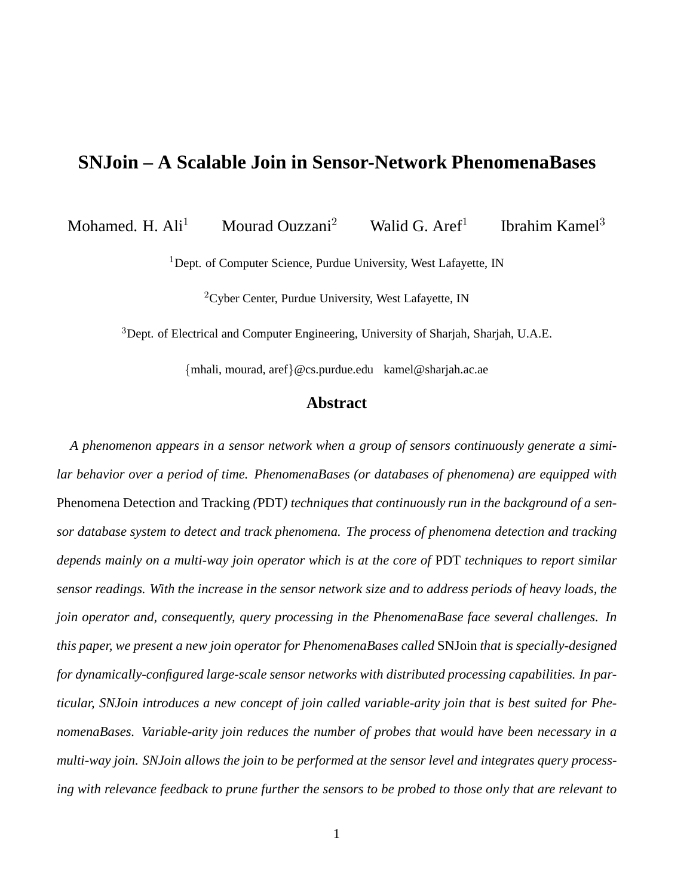# SNJoin – A Scalable Join in Sensor-Network PhenomenaBases

Mohamed. H. Ali[1] Mourad Ouzzani[2] Walid G. Aref[1] Ibrahim Kamel[3]

[1]Dept. of Computer Science, Purdue University, West Lafayette, IN

[2]Cyber Center, Purdue University, West Lafayette, IN

[3]Dept. of Electrical and Computer Engineering, University of Sharjah, Sharjah, U.A.E.

{mhali, mourad, aref}@cs.purdue.edu kamel@sharjah.ac.ae

## Abstract

*A phenomenon appears in a sensor network when a group of sensors continuously generate a similar behavior over a period of time. PhenomenaBases (or databases of phenomena) are equipped with* Phenomena Detection and Tracking *(*PDT*) techniques that continuously run in the background of a sensor database system to detect and track phenomena. The process of phenomena detection and tracking depends mainly on a multi-way join operator which is at the core of* PDT *techniques to report similar sensor readings. With the increase in the sensor network size and to address periods of heavy loads, the join operator and, consequently, query processing in the PhenomenaBase face several challenges. In this paper, we present a new join operator for PhenomenaBases called* SNJoin *that is specially-designed for dynamically-configured large-scale sensor networks with distributed processing capabilities. In particular, SNJoin introduces a new concept of join called variable-arity join that is best suited for PhenomenaBases. Variable-arity join reduces the number of probes that would have been necessary in a multi-way join. SNJoin allows the join to be performed at the sensor level and integrates query processing with relevance feedback to prune further the sensors to be probed to those only that are relevant to*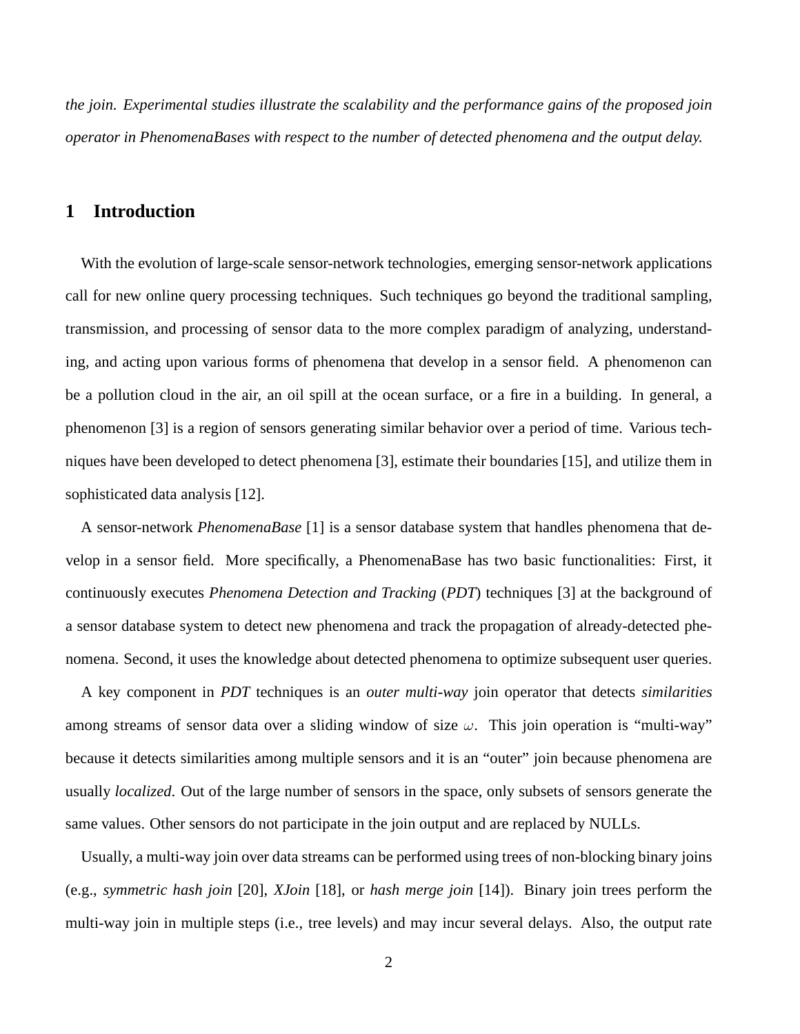*the join. Experimental studies illustrate the scalability and the performance gains of the proposed join operator in PhenomenaBases with respect to the number of detected phenomena and the output delay.*

## 1 Introduction

With the evolution of large-scale sensor-network technologies, emerging sensor-network applications call for new online query processing techniques. Such techniques go beyond the traditional sampling, transmission, and processing of sensor data to the more complex paradigm of analyzing, understanding, and acting upon various forms of phenomena that develop in a sensor field. A phenomenon can be a pollution cloud in the air, an oil spill at the ocean surface, or a fire in a building. In general, a phenomenon [3] is a region of sensors generating similar behavior over a period of time. Various techniques have been developed to detect phenomena [3], estimate their boundaries [15], and utilize them in sophisticated data analysis [12].

A sensor-network *PhenomenaBase* [1] is a sensor database system that handles phenomena that develop in a sensor field. More specifically, a PhenomenaBase has two basic functionalities: First, it continuously executes *Phenomena Detection and Tracking* (*PDT*) techniques [3] at the background of a sensor database system to detect new phenomena and track the propagation of already-detected phenomena. Second, it uses the knowledge about detected phenomena to optimize subsequent user queries.

A key component in *PDT* techniques is an *outer multi-way* join operator that detects *similarities* among streams of sensor data over a sliding window of size $\omega$. This join operation is "multi-way" because it detects similarities among multiple sensors and it is an "outer" join because phenomena are usually *localized*. Out of the large number of sensors in the space, only subsets of sensors generate the same values. Other sensors do not participate in the join output and are replaced by NULLs.

Usually, a multi-way join over data streams can be performed using trees of non-blocking binary joins (e.g., *symmetric hash join* [20], *XJoin* [18], or *hash merge join* [14]). Binary join trees perform the multi-way join in multiple steps (i.e., tree levels) and may incur several delays. Also, the output rate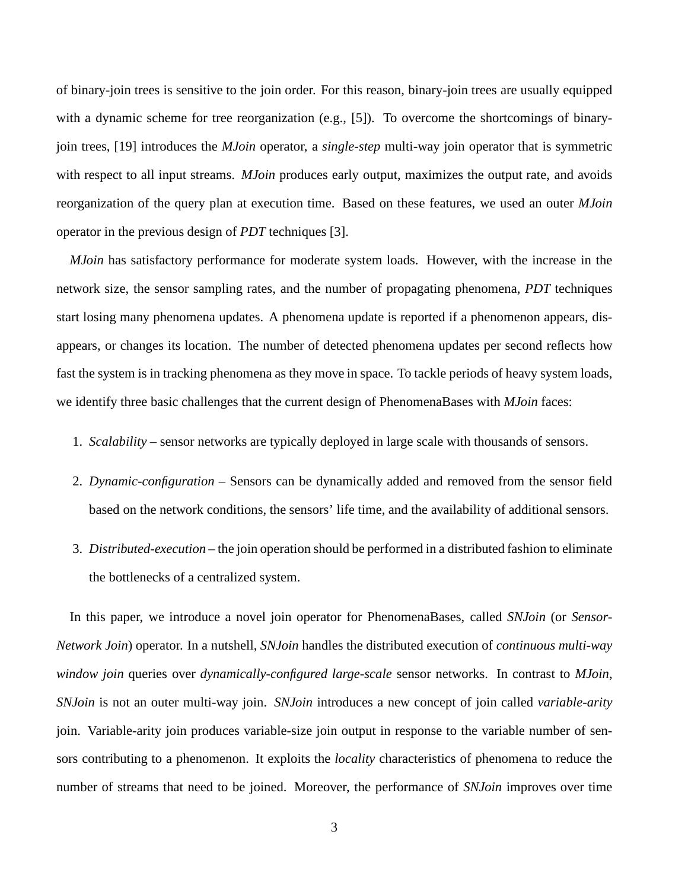of binary-join trees is sensitive to the join order. For this reason, binary-join trees are usually equipped with a dynamic scheme for tree reorganization (e.g., [5]). To overcome the shortcomings of binary-join trees, [19] introduces the *MJoin* operator, a *single-step* multi-way join operator that is symmetric with respect to all input streams. *MJoin* produces early output, maximizes the output rate, and avoids reorganization of the query plan at execution time. Based on these features, we used an outer *MJoin* operator in the previous design of *PDT* techniques [3].

*MJoin* has satisfactory performance for moderate system loads. However, with the increase in the network size, the sensor sampling rates, and the number of propagating phenomena, *PDT* techniques start losing many phenomena updates. A phenomena update is reported if a phenomenon appears, disappears, or changes its location. The number of detected phenomena updates per second reflects how fast the system is in tracking phenomena as they move in space. To tackle periods of heavy system loads, we identify three basic challenges that the current design of PhenomenaBases with *MJoin* faces:

1. *Scalability* – sensor networks are typically deployed in large scale with thousands of sensors.
2. *Dynamic-configuration* – Sensors can be dynamically added and removed from the sensor field based on the network conditions, the sensors' life time, and the availability of additional sensors.
3. *Distributed-execution* – the join operation should be performed in a distributed fashion to eliminate the bottlenecks of a centralized system.

In this paper, we introduce a novel join operator for PhenomenaBases, called *SNJoin* (or *Sensor-Network Join*) operator. In a nutshell, *SNJoin* handles the distributed execution of *continuous multi-way window join* queries over *dynamically-configured large-scale* sensor networks. In contrast to *MJoin*, *SNJoin* is not an outer multi-way join. *SNJoin* introduces a new concept of join called *variable-arity* join. Variable-arity join produces variable-size join output in response to the variable number of sensors contributing to a phenomenon. It exploits the *locality* characteristics of phenomena to reduce the number of streams that need to be joined. Moreover, the performance of *SNJoin* improves over time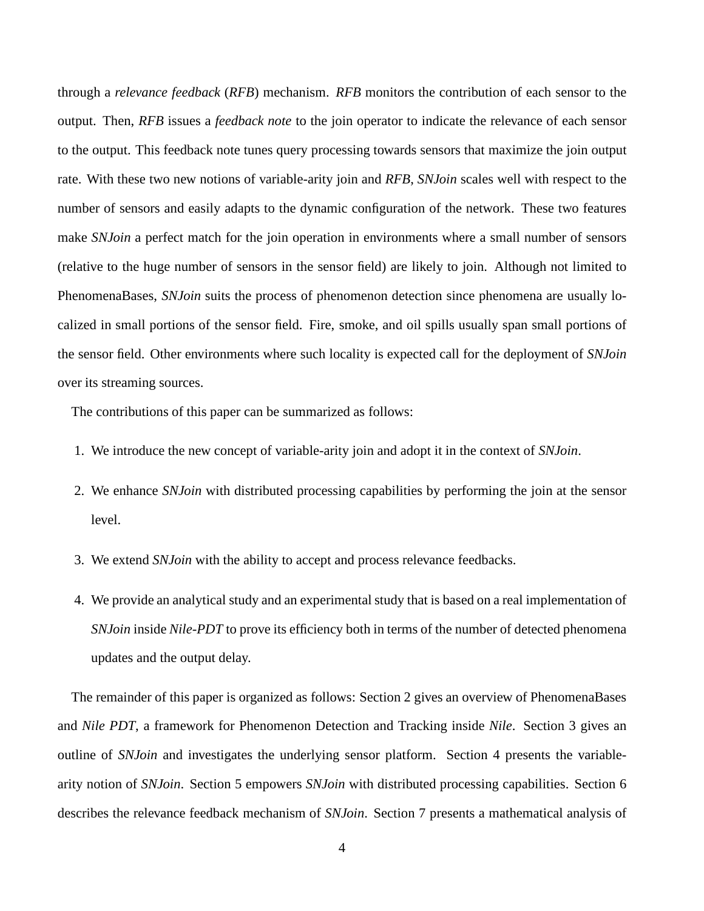through a *relevance feedback* (*RFB*) mechanism. *RFB* monitors the contribution of each sensor to the output. Then, *RFB* issues a *feedback note* to the join operator to indicate the relevance of each sensor to the output. This feedback note tunes query processing towards sensors that maximize the join output rate. With these two new notions of variable-arity join and *RFB*, *SNJoin* scales well with respect to the number of sensors and easily adapts to the dynamic configuration of the network. These two features make *SNJoin* a perfect match for the join operation in environments where a small number of sensors (relative to the huge number of sensors in the sensor field) are likely to join. Although not limited to PhenomenaBases, *SNJoin* suits the process of phenomenon detection since phenomena are usually localized in small portions of the sensor field. Fire, smoke, and oil spills usually span small portions of the sensor field. Other environments where such locality is expected call for the deployment of *SNJoin* over its streaming sources.

The contributions of this paper can be summarized as follows:

1. We introduce the new concept of variable-arity join and adopt it in the context of *SNJoin*.
2. We enhance *SNJoin* with distributed processing capabilities by performing the join at the sensor level.
3. We extend *SNJoin* with the ability to accept and process relevance feedbacks.
4. We provide an analytical study and an experimental study that is based on a real implementation of *SNJoin* inside *Nile-PDT* to prove its efficiency both in terms of the number of detected phenomena updates and the output delay.

The remainder of this paper is organized as follows: Section 2 gives an overview of PhenomenaBases and *Nile PDT*, a framework for Phenomenon Detection and Tracking inside *Nile*. Section 3 gives an outline of *SNJoin* and investigates the underlying sensor platform. Section 4 presents the variable-arity notion of *SNJoin*. Section 5 empowers *SNJoin* with distributed processing capabilities. Section 6 describes the relevance feedback mechanism of *SNJoin*. Section 7 presents a mathematical analysis of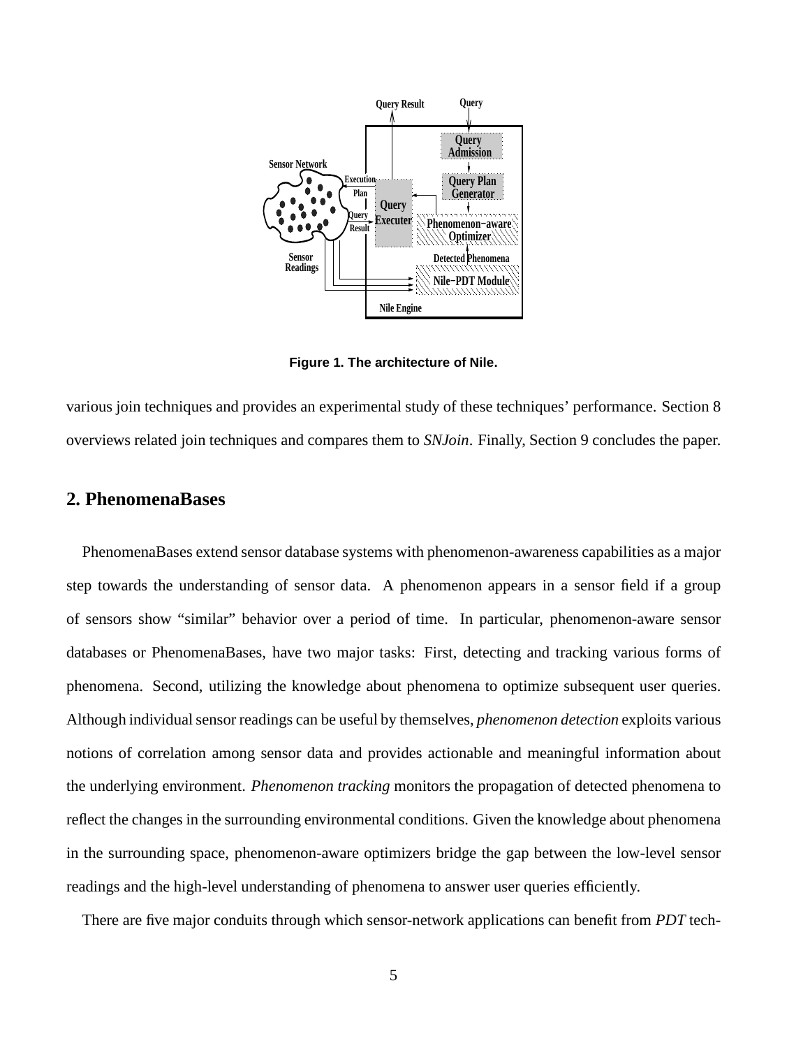Figure 1. The architecture of Nile.

various join techniques and provides an experimental study of these techniques' performance. Section 8 overviews related join techniques and compares them to *SNJoin*. Finally, Section 9 concludes the paper.

## 2. PhenomenaBases

PhenomenaBases extend sensor database systems with phenomenon-awareness capabilities as a major step towards the understanding of sensor data. A phenomenon appears in a sensor field if a group of sensors show "similar" behavior over a period of time. In particular, phenomenon-aware sensor databases or PhenomenaBases, have two major tasks: First, detecting and tracking various forms of phenomena. Second, utilizing the knowledge about phenomena to optimize subsequent user queries. Although individual sensor readings can be useful by themselves, *phenomenon detection* exploits various notions of correlation among sensor data and provides actionable and meaningful information about the underlying environment. *Phenomenon tracking* monitors the propagation of detected phenomena to reflect the changes in the surrounding environmental conditions. Given the knowledge about phenomena in the surrounding space, phenomenon-aware optimizers bridge the gap between the low-level sensor readings and the high-level understanding of phenomena to answer user queries efficiently.

There are five major conduits through which sensor-network applications can benefit from *PDT* tech-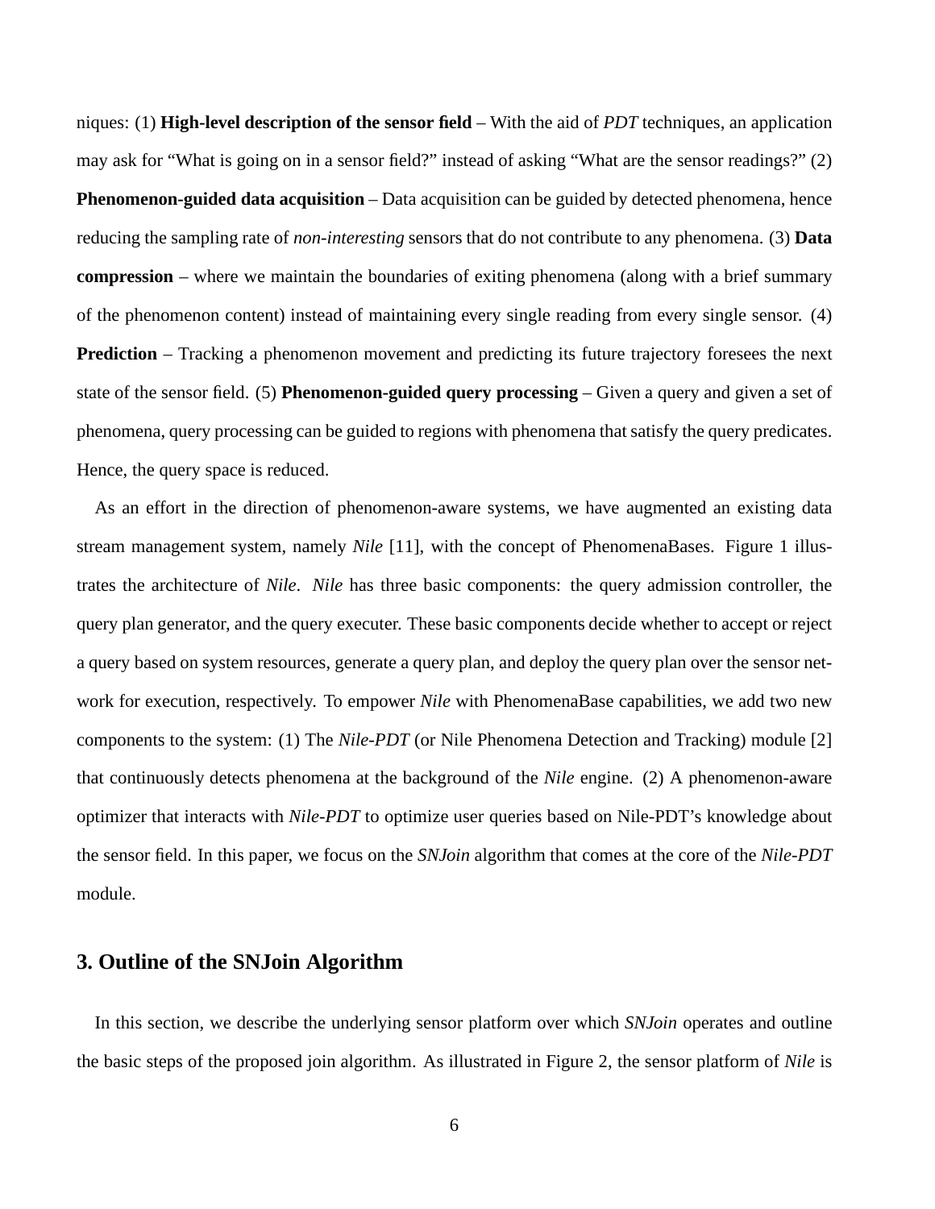niques: (1) **High-level description of the sensor field** – With the aid of *PDT* techniques, an application may ask for "What is going on in a sensor field?" instead of asking "What are the sensor readings?" (2) **Phenomenon-guided data acquisition** – Data acquisition can be guided by detected phenomena, hence reducing the sampling rate of *non-interesting* sensors that do not contribute to any phenomena. (3) **Data compression** – where we maintain the boundaries of exiting phenomena (along with a brief summary of the phenomenon content) instead of maintaining every single reading from every single sensor. (4) **Prediction** – Tracking a phenomenon movement and predicting its future trajectory foresees the next state of the sensor field. (5) **Phenomenon-guided query processing** – Given a query and given a set of phenomena, query processing can be guided to regions with phenomena that satisfy the query predicates. Hence, the query space is reduced.

As an effort in the direction of phenomenon-aware systems, we have augmented an existing data stream management system, namely *Nile* [11], with the concept of PhenomenaBases. Figure 1 illustrates the architecture of *Nile*. *Nile* has three basic components: the query admission controller, the query plan generator, and the query executer. These basic components decide whether to accept or reject a query based on system resources, generate a query plan, and deploy the query plan over the sensor network for execution, respectively. To empower *Nile* with PhenomenaBase capabilities, we add two new components to the system: (1) The *Nile-PDT* (or Nile Phenomena Detection and Tracking) module [2] that continuously detects phenomena at the background of the *Nile* engine. (2) A phenomenon-aware optimizer that interacts with *Nile-PDT* to optimize user queries based on Nile-PDT's knowledge about the sensor field. In this paper, we focus on the *SNJoin* algorithm that comes at the core of the *Nile-PDT* module.

## 3. Outline of the SNJoin Algorithm

In this section, we describe the underlying sensor platform over which *SNJoin* operates and outline the basic steps of the proposed join algorithm. As illustrated in Figure 2, the sensor platform of *Nile* is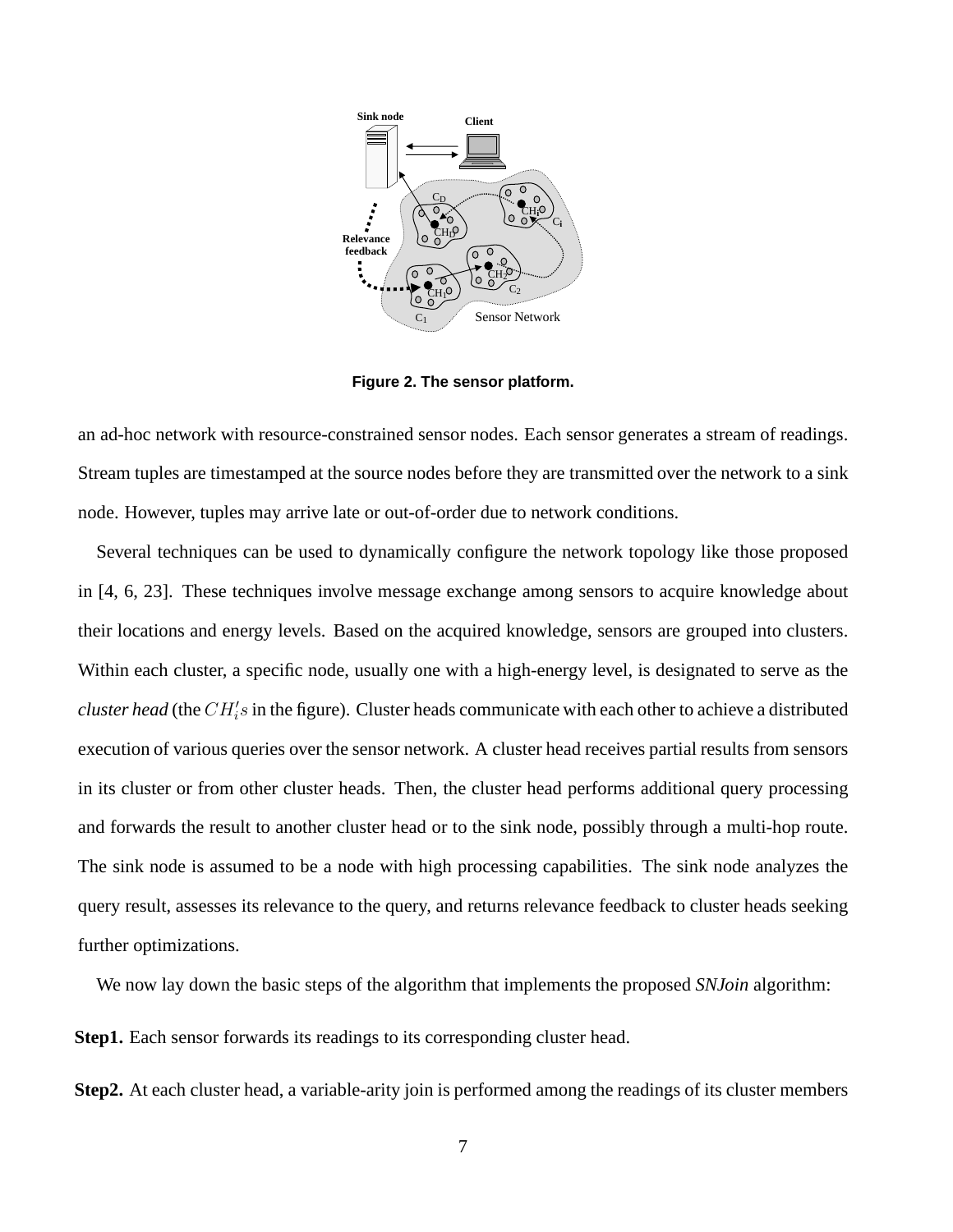Figure 2. The sensor platform.

an ad-hoc network with resource-constrained sensor nodes. Each sensor generates a stream of readings. Stream tuples are timestamped at the source nodes before they are transmitted over the network to a sink node. However, tuples may arrive late or out-of-order due to network conditions.

Several techniques can be used to dynamically configure the network topology like those proposed in [4, 6, 23]. These techniques involve message exchange among sensors to acquire knowledge about their locations and energy levels. Based on the acquired knowledge, sensors are grouped into clusters. Within each cluster, a specific node, usually one with a high-energy level, is designated to serve as the *cluster head* (the $CH_i's$ in the figure). Cluster heads communicate with each other to achieve a distributed execution of various queries over the sensor network. A cluster head receives partial results from sensors in its cluster or from other cluster heads. Then, the cluster head performs additional query processing and forwards the result to another cluster head or to the sink node, possibly through a multi-hop route. The sink node is assumed to be a node with high processing capabilities. The sink node analyzes the query result, assesses its relevance to the query, and returns relevance feedback to cluster heads seeking further optimizations.

We now lay down the basic steps of the algorithm that implements the proposed *SNJoin* algorithm:

**Step1.** Each sensor forwards its readings to its corresponding cluster head.

**Step2.** At each cluster head, a variable-arity join is performed among the readings of its cluster members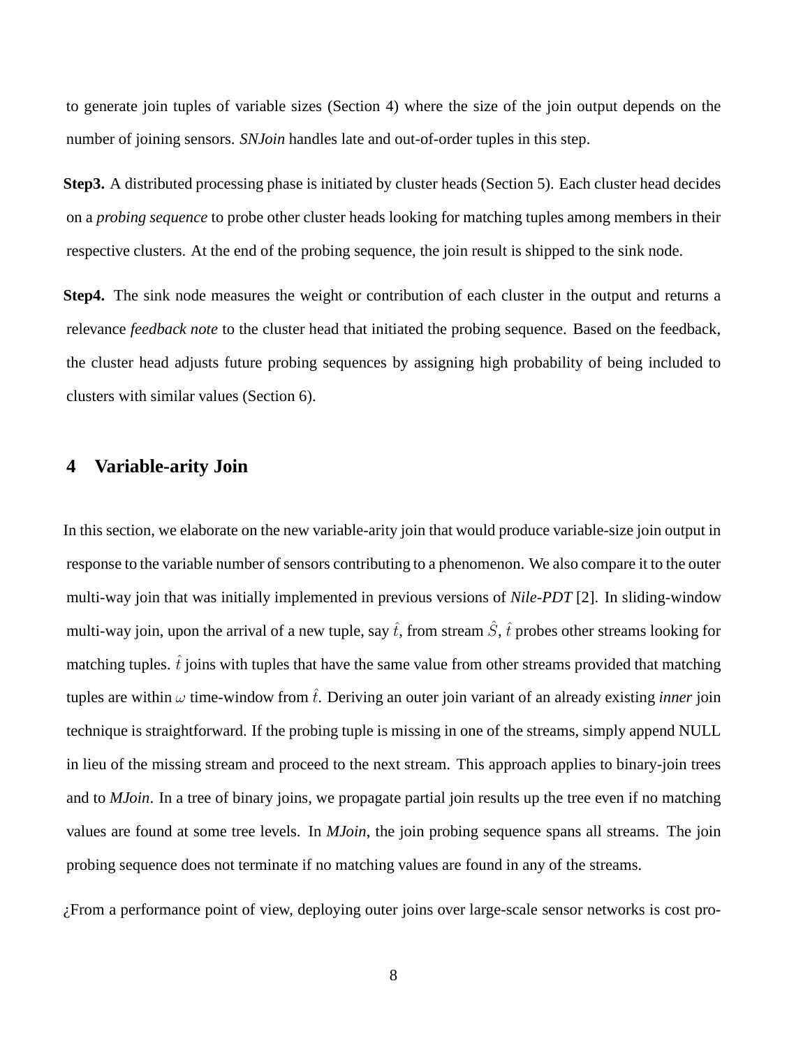to generate join tuples of variable sizes (Section 4) where the size of the join output depends on the number of joining sensors. *SNJoin* handles late and out-of-order tuples in this step.

**Step3.** A distributed processing phase is initiated by cluster heads (Section 5). Each cluster head decides on a *probing sequence* to probe other cluster heads looking for matching tuples among members in their respective clusters. At the end of the probing sequence, the join result is shipped to the sink node.

**Step4.** The sink node measures the weight or contribution of each cluster in the output and returns a relevance *feedback note* to the cluster head that initiated the probing sequence. Based on the feedback, the cluster head adjusts future probing sequences by assigning high probability of being included to clusters with similar values (Section 6).

# 4 Variable-arity Join

In this section, we elaborate on the new variable-arity join that would produce variable-size join output in response to the variable number of sensors contributing to a phenomenon. We also compare it to the outer multi-way join that was initially implemented in previous versions of *Nile-PDT* [2]. In sliding-window multi-way join, upon the arrival of a new tuple, say $\hat{t}$, from stream $\hat{S}$, $\hat{t}$ probes other streams looking for matching tuples. $\hat{t}$ joins with tuples that have the same value from other streams provided that matching tuples are within $\omega$ time-window from $\hat{t}$. Deriving an outer join variant of an already existing *inner* join technique is straightforward. If the probing tuple is missing in one of the streams, simply append NULL in lieu of the missing stream and proceed to the next stream. This approach applies to binary-join trees and to *MJoin*. In a tree of binary joins, we propagate partial join results up the tree even if no matching values are found at some tree levels. In *MJoin*, the join probing sequence spans all streams. The join probing sequence does not terminate if no matching values are found in any of the streams.

¿From a performance point of view, deploying outer joins over large-scale sensor networks is cost pro-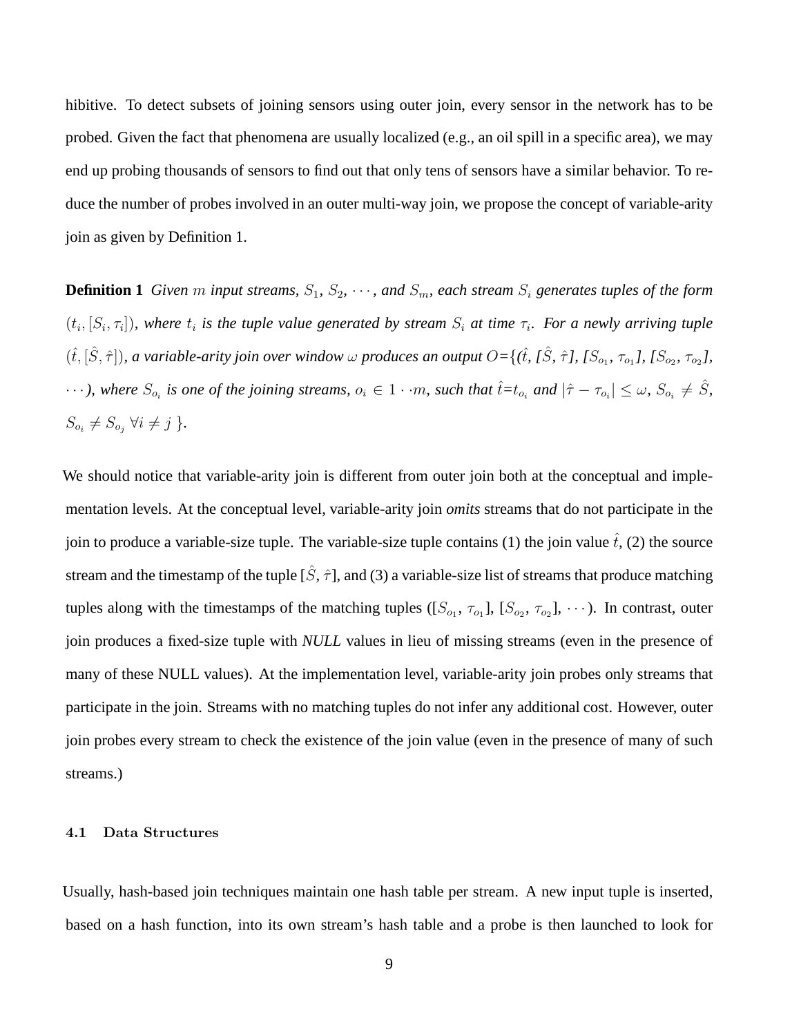hibitive. To detect subsets of joining sensors using outer join, every sensor in the network has to be probed. Given the fact that phenomena are usually localized (e.g., an oil spill in a specific area), we may end up probing thousands of sensors to find out that only tens of sensors have a similar behavior. To reduce the number of probes involved in an outer multi-way join, we propose the concept of variable-arity join as given by Definition 1.

**Definition 1** *Given $m$ input streams, $S_1$, $S_2$, $\cdots$, and $S_m$, each stream $S_i$ generates tuples of the form $(t_i, [S_i, \tau_i])$, where $t_i$ is the tuple value generated by stream $S_i$ at time $\tau_i$. For a newly arriving tuple $(\hat{t}, [\hat{S}, \hat{\tau}])$, a variable-arity join over window $\omega$ produces an output $O$={($\hat{t}$, [$\hat{S}$, $\hat{\tau}$], [$S_{o_1}$, $\tau_{o_1}$], [$S_{o_2}$, $\tau_{o_2}$], $\cdots$), where $S_{o_i}$ is one of the joining streams, $o_i \in 1 \cdot \cdot m$, such that $\hat{t}$=$t_{o_i}$ and $|\hat{\tau} - \tau_{o_i}| \leq \omega$, $S_{o_i} \neq \hat{S}$, $S_{o_i} \neq S_{o_j}$ $\forall i \neq j$ }.*

We should notice that variable-arity join is different from outer join both at the conceptual and implementation levels. At the conceptual level, variable-arity join *omits* streams that do not participate in the join to produce a variable-size tuple. The variable-size tuple contains (1) the join value $\hat{t}$, (2) the source stream and the timestamp of the tuple [$\hat{S}$, $\hat{\tau}$], and (3) a variable-size list of streams that produce matching tuples along with the timestamps of the matching tuples ([$S_{o_1}$, $\tau_{o_1}$], [$S_{o_2}$, $\tau_{o_2}$], $\cdots$). In contrast, outer join produces a fixed-size tuple with *NULL* values in lieu of missing streams (even in the presence of many of these NULL values). At the implementation level, variable-arity join probes only streams that participate in the join. Streams with no matching tuples do not infer any additional cost. However, outer join probes every stream to check the existence of the join value (even in the presence of many of such streams.)

### 4.1 Data Structures

Usually, hash-based join techniques maintain one hash table per stream. A new input tuple is inserted, based on a hash function, into its own stream's hash table and a probe is then launched to look for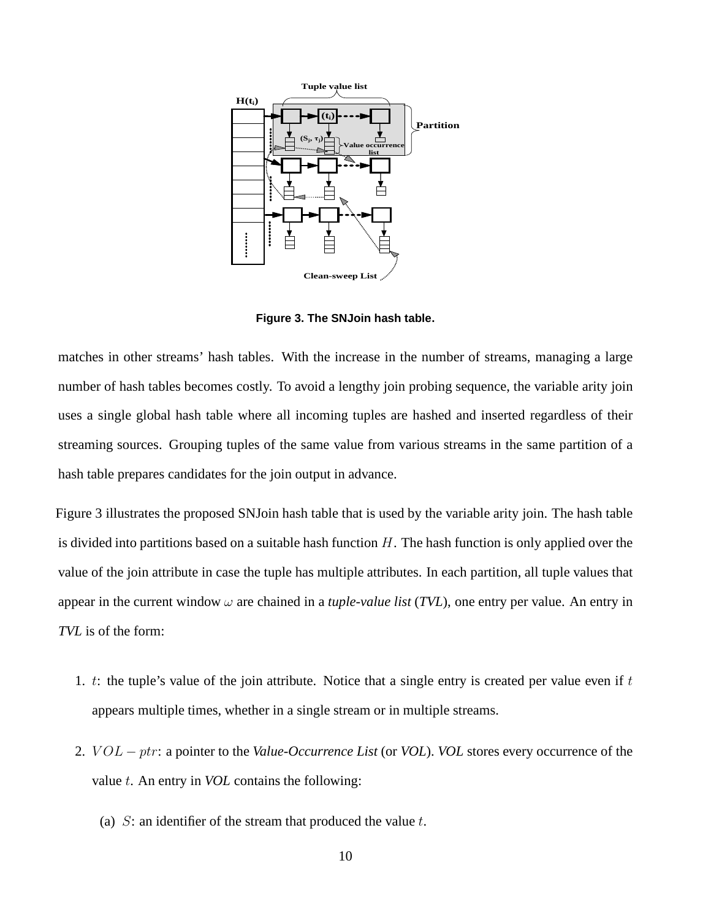Figure 3. The SNJoin hash table.

matches in other streams' hash tables. With the increase in the number of streams, managing a large number of hash tables becomes costly. To avoid a lengthy join probing sequence, the variable arity join uses a single global hash table where all incoming tuples are hashed and inserted regardless of their streaming sources. Grouping tuples of the same value from various streams in the same partition of a hash table prepares candidates for the join output in advance.

Figure 3 illustrates the proposed SNJoin hash table that is used by the variable arity join. The hash table is divided into partitions based on a suitable hash function $H$. The hash function is only applied over the value of the join attribute in case the tuple has multiple attributes. In each partition, all tuple values that appear in the current window $\omega$ are chained in a *tuple-value list* (*TVL*), one entry per value. An entry in *TVL* is of the form:

1. $t$: the tuple's value of the join attribute. Notice that a single entry is created per value even if $t$ appears multiple times, whether in a single stream or in multiple streams.
2. $VOL-ptr$: a pointer to the *Value-Occurrence List* (or *VOL*). *VOL* stores every occurrence of the value $t$. An entry in *VOL* contains the following:
   (a) $S$: an identifier of the stream that produced the value $t$.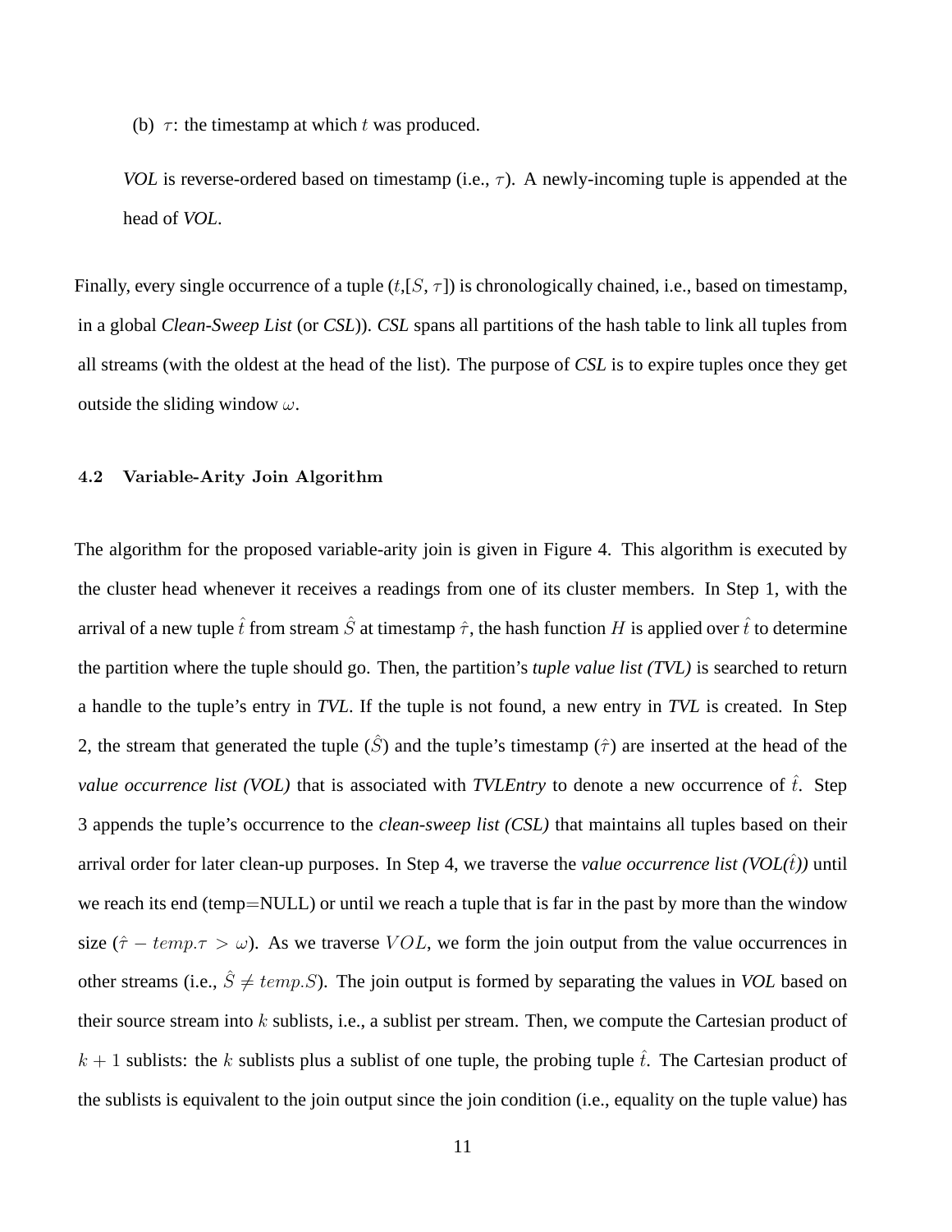(b) $\tau$: the timestamp at which $t$ was produced.

*VOL* is reverse-ordered based on timestamp (i.e., $\tau$). A newly-incoming tuple is appended at the head of *VOL*.

Finally, every single occurrence of a tuple ($t$,[$S$, $\tau$]) is chronologically chained, i.e., based on timestamp, in a global *Clean-Sweep List* (or *CSL*)). *CSL* spans all partitions of the hash table to link all tuples from all streams (with the oldest at the head of the list). The purpose of *CSL* is to expire tuples once they get outside the sliding window $\omega$.

### 4.2 Variable-Arity Join Algorithm

The algorithm for the proposed variable-arity join is given in Figure 4. This algorithm is executed by the cluster head whenever it receives a readings from one of its cluster members. In Step 1, with the arrival of a new tuple $\hat{t}$ from stream $\hat{S}$ at timestamp $\hat{\tau}$, the hash function $H$ is applied over $\hat{t}$ to determine the partition where the tuple should go. Then, the partition's ***tuple value list (TVL)*** is searched to return a handle to the tuple's entry in ***TVL***. If the tuple is not found, a new entry in ***TVL*** is created. In Step 2, the stream that generated the tuple ($\hat{S}$) and the tuple's timestamp ($\hat{\tau}$) are inserted at the head of the ***value occurrence list (VOL)*** that is associated with ***TVLEntry*** to denote a new occurrence of $\hat{t}$. Step 3 appends the tuple's occurrence to the ***clean-sweep list (CSL)*** that maintains all tuples based on their arrival order for later clean-up purposes. In Step 4, we traverse the ***value occurrence list (VOL($\hat{t}$))*** until we reach its end (temp=NULL) or until we reach a tuple that is far in the past by more than the window size ($\hat{\tau} - temp.\tau > \omega$). As we traverse $VOL$, we form the join output from the value occurrences in other streams (i.e., $\hat{S} \neq temp.S$). The join output is formed by separating the values in ***VOL*** based on their source stream into $k$ sublists, i.e., a sublist per stream. Then, we compute the Cartesian product of $k+1$ sublists: the $k$ sublists plus a sublist of one tuple, the probing tuple $\hat{t}$. The Cartesian product of the sublists is equivalent to the join output since the join condition (i.e., equality on the tuple value) has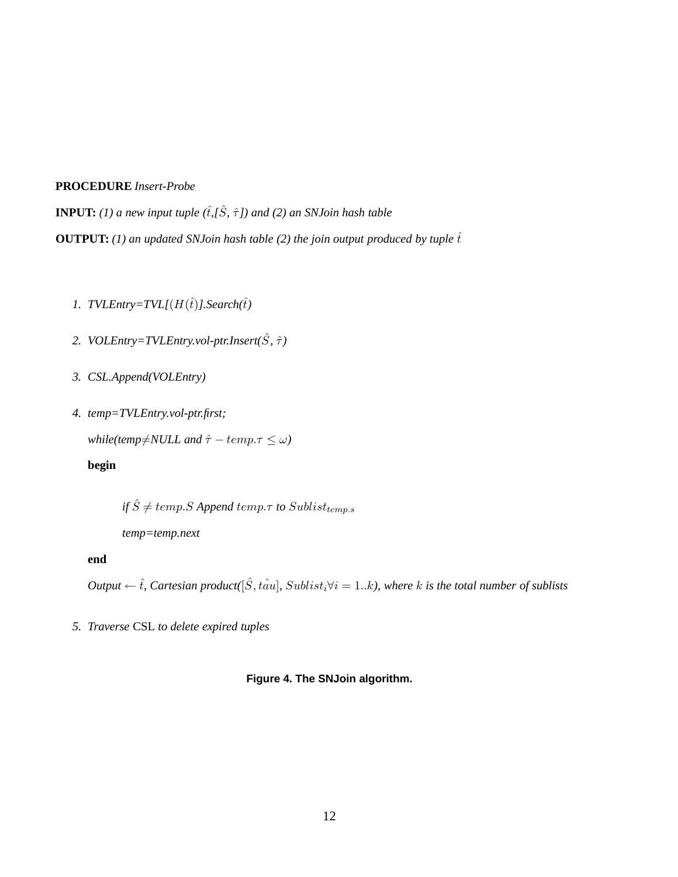**PROCEDURE** *Insert-Probe*

**INPUT:** *(1) a new input tuple ($\hat{t}$,[$\hat{S}$, $\hat{\tau}$]) and (2) an SNJoin hash table*

**OUTPUT:** *(1) an updated SNJoin hash table (2) the join output produced by tuple $\hat{t}$*

1. *TVLEntry=TVL[$(H(\hat{t})$].Search($\hat{t}$)*

2. *VOLEntry=TVLEntry.vol-ptr.Insert($\hat{S}$, $\hat{\tau}$)*

3. *CSL.Append(VOLEntry)*

4. *temp=TVLEntry.vol-ptr.first;*

   *while(temp≠NULL and $\hat{\tau} - temp.\tau \leq \omega$)*

   **begin**

   *if $\hat{S} \neq temp.S$ Append $temp.\tau$ to $Sublist_{temp.s}$*

   *temp=temp.next*

   **end**

   *Output $\leftarrow \hat{t}$, Cartesian product($[\hat{S}, t\hat{au}]$, $Sublist_i \forall i = 1..k$), where $k$ is the total number of sublists*

5. *Traverse* CSL *to delete expired tuples*

**Figure 4. The SNJoin algorithm.**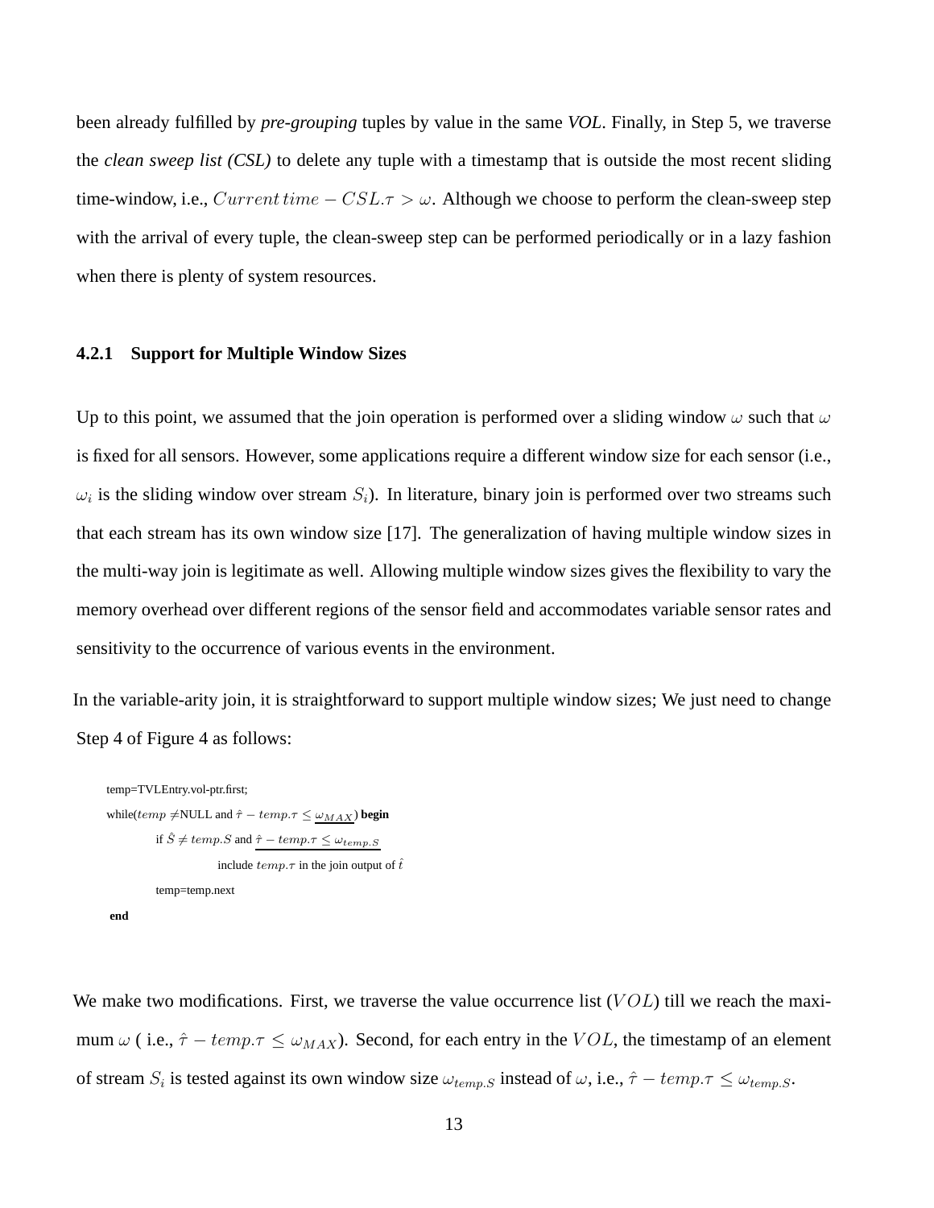been already fulfilled by *pre-grouping* tuples by value in the same *VOL*. Finally, in Step 5, we traverse the *clean sweep list (CSL)* to delete any tuple with a timestamp that is outside the most recent sliding time-window, i.e., $Current\,time - CSL.\tau > \omega$. Although we choose to perform the clean-sweep step with the arrival of every tuple, the clean-sweep step can be performed periodically or in a lazy fashion when there is plenty of system resources.

### 4.2.1 Support for Multiple Window Sizes

Up to this point, we assumed that the join operation is performed over a sliding window $\omega$ such that $\omega$ is fixed for all sensors. However, some applications require a different window size for each sensor (i.e., $\omega_i$ is the sliding window over stream $S_i$). In literature, binary join is performed over two streams such that each stream has its own window size [17]. The generalization of having multiple window sizes in the multi-way join is legitimate as well. Allowing multiple window sizes gives the flexibility to vary the memory overhead over different regions of the sensor field and accommodates variable sensor rates and sensitivity to the occurrence of various events in the environment.

In the variable-arity join, it is straightforward to support multiple window sizes; We just need to change Step 4 of Figure 4 as follows:

```
temp=TVLEntry.vol-ptr.first;
while(temp ≠NULL and τ̂ − temp.τ ≤ ω_MAX) begin
        if Ŝ ≠ temp.S and τ̂ − temp.τ ≤ ω_temp.S
                include temp.τ in the join output of t̂
        temp=temp.next
end
```

We make two modifications. First, we traverse the value occurrence list ($VOL$) till we reach the maximum $\omega$ ( i.e., $\hat{\tau} - temp.\tau \leq \omega_{MAX}$). Second, for each entry in the $VOL$, the timestamp of an element of stream $S_i$ is tested against its own window size $\omega_{temp.S}$ instead of $\omega$, i.e., $\hat{\tau} - temp.\tau \leq \omega_{temp.S}$.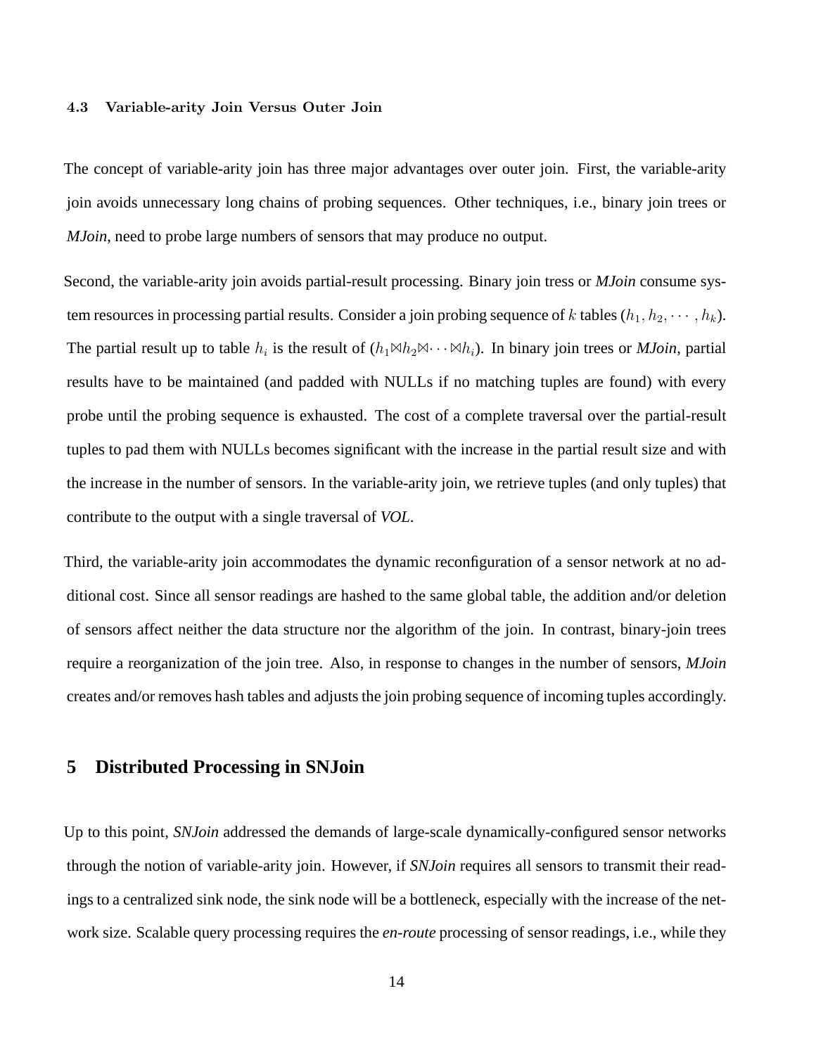### 4.3 Variable-arity Join Versus Outer Join

The concept of variable-arity join has three major advantages over outer join. First, the variable-arity join avoids unnecessary long chains of probing sequences. Other techniques, i.e., binary join trees or *MJoin*, need to probe large numbers of sensors that may produce no output.

Second, the variable-arity join avoids partial-result processing. Binary join tress or *MJoin* consume system resources in processing partial results. Consider a join probing sequence of $k$ tables ($h_1, h_2, \cdots, h_k$). The partial result up to table $h_i$ is the result of ($h_1 \bowtie h_2 \bowtie \cdots \bowtie h_i$). In binary join trees or *MJoin*, partial results have to be maintained (and padded with NULLs if no matching tuples are found) with every probe until the probing sequence is exhausted. The cost of a complete traversal over the partial-result tuples to pad them with NULLs becomes significant with the increase in the partial result size and with the increase in the number of sensors. In the variable-arity join, we retrieve tuples (and only tuples) that contribute to the output with a single traversal of *VOL*.

Third, the variable-arity join accommodates the dynamic reconfiguration of a sensor network at no additional cost. Since all sensor readings are hashed to the same global table, the addition and/or deletion of sensors affect neither the data structure nor the algorithm of the join. In contrast, binary-join trees require a reorganization of the join tree. Also, in response to changes in the number of sensors, *MJoin* creates and/or removes hash tables and adjusts the join probing sequence of incoming tuples accordingly.

## 5 Distributed Processing in SNJoin

Up to this point, *SNJoin* addressed the demands of large-scale dynamically-configured sensor networks through the notion of variable-arity join. However, if *SNJoin* requires all sensors to transmit their readings to a centralized sink node, the sink node will be a bottleneck, especially with the increase of the network size. Scalable query processing requires the *en-route* processing of sensor readings, i.e., while they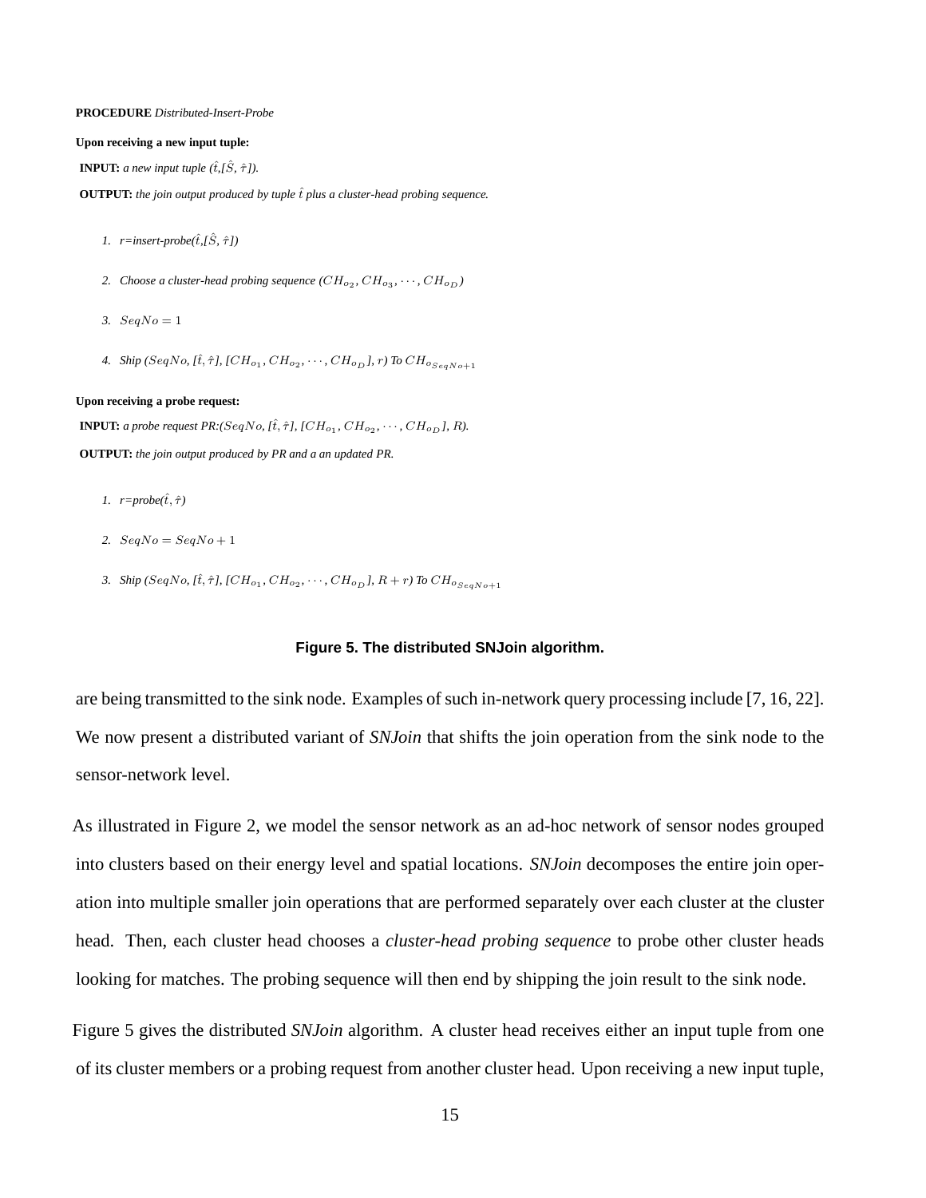**PROCEDURE** *Distributed-Insert-Probe*

**Upon receiving a new input tuple:**

**INPUT:** *a new input tuple ($\hat{t}$,[$\hat{S}$, $\hat{\tau}$]).*

**OUTPUT:** *the join output produced by tuple $\hat{t}$ plus a cluster-head probing sequence.*

1. *r=insert-probe($\hat{t}$,[$\hat{S}$, $\hat{\tau}$])*
2. *Choose a cluster-head probing sequence ($CH_{o_2}, CH_{o_3}, \cdots, CH_{o_D}$)*
3. *$SeqNo = 1$*
4. *Ship ($SeqNo$, [$\hat{t}, \hat{\tau}$], [$CH_{o_1}, CH_{o_2}, \cdots, CH_{o_D}$], r) To $CH_{o_{SeqNo+1}}$*

**Upon receiving a probe request:**

**INPUT:** *a probe request PR:($SeqNo$, [$\hat{t}, \hat{\tau}$], [$CH_{o_1}, CH_{o_2}, \cdots, CH_{o_D}$], R).*

**OUTPUT:** *the join output produced by PR and a an updated PR.*

1. *r=probe($\hat{t}, \hat{\tau}$)*
2. *$SeqNo = SeqNo + 1$*
3. *Ship ($SeqNo$, [$\hat{t}, \hat{\tau}$], [$CH_{o_1}, CH_{o_2}, \cdots, CH_{o_D}$], $R + r$) To $CH_{o_{SeqNo+1}}$*

**Figure 5. The distributed SNJoin algorithm.**

are being transmitted to the sink node. Examples of such in-network query processing include [7, 16, 22]. We now present a distributed variant of *SNJoin* that shifts the join operation from the sink node to the sensor-network level.

As illustrated in Figure 2, we model the sensor network as an ad-hoc network of sensor nodes grouped into clusters based on their energy level and spatial locations. *SNJoin* decomposes the entire join operation into multiple smaller join operations that are performed separately over each cluster at the cluster head. Then, each cluster head chooses a *cluster-head probing sequence* to probe other cluster heads looking for matches. The probing sequence will then end by shipping the join result to the sink node.

Figure 5 gives the distributed *SNJoin* algorithm. A cluster head receives either an input tuple from one of its cluster members or a probing request from another cluster head. Upon receiving a new input tuple,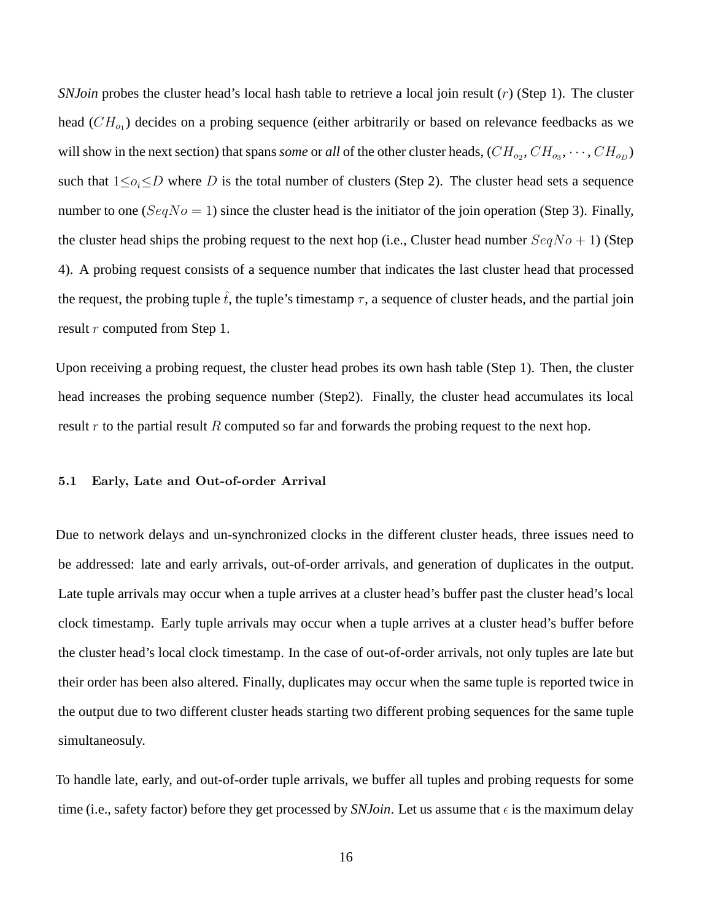*SNJoin* probes the cluster head's local hash table to retrieve a local join result ($r$) (Step 1). The cluster head ($CH_{o_1}$) decides on a probing sequence (either arbitrarily or based on relevance feedbacks as we will show in the next section) that spans *some* or *all* of the other cluster heads, ($CH_{o_2}, CH_{o_3}, \cdots, CH_{o_D}$) such that $1 \leq o_i \leq D$ where $D$ is the total number of clusters (Step 2). The cluster head sets a sequence number to one ($SeqNo = 1$) since the cluster head is the initiator of the join operation (Step 3). Finally, the cluster head ships the probing request to the next hop (i.e., Cluster head number $SeqNo + 1$) (Step 4). A probing request consists of a sequence number that indicates the last cluster head that processed the request, the probing tuple $\hat{t}$, the tuple's timestamp $\tau$, a sequence of cluster heads, and the partial join result $r$ computed from Step 1.

Upon receiving a probing request, the cluster head probes its own hash table (Step 1). Then, the cluster head increases the probing sequence number (Step2). Finally, the cluster head accumulates its local result $r$ to the partial result $R$ computed so far and forwards the probing request to the next hop.

### 5.1 Early, Late and Out-of-order Arrival

Due to network delays and un-synchronized clocks in the different cluster heads, three issues need to be addressed: late and early arrivals, out-of-order arrivals, and generation of duplicates in the output. Late tuple arrivals may occur when a tuple arrives at a cluster head's buffer past the cluster head's local clock timestamp. Early tuple arrivals may occur when a tuple arrives at a cluster head's buffer before the cluster head's local clock timestamp. In the case of out-of-order arrivals, not only tuples are late but their order has been also altered. Finally, duplicates may occur when the same tuple is reported twice in the output due to two different cluster heads starting two different probing sequences for the same tuple simultaneosuly.

To handle late, early, and out-of-order tuple arrivals, we buffer all tuples and probing requests for some time (i.e., safety factor) before they get processed by *SNJoin*. Let us assume that $\epsilon$ is the maximum delay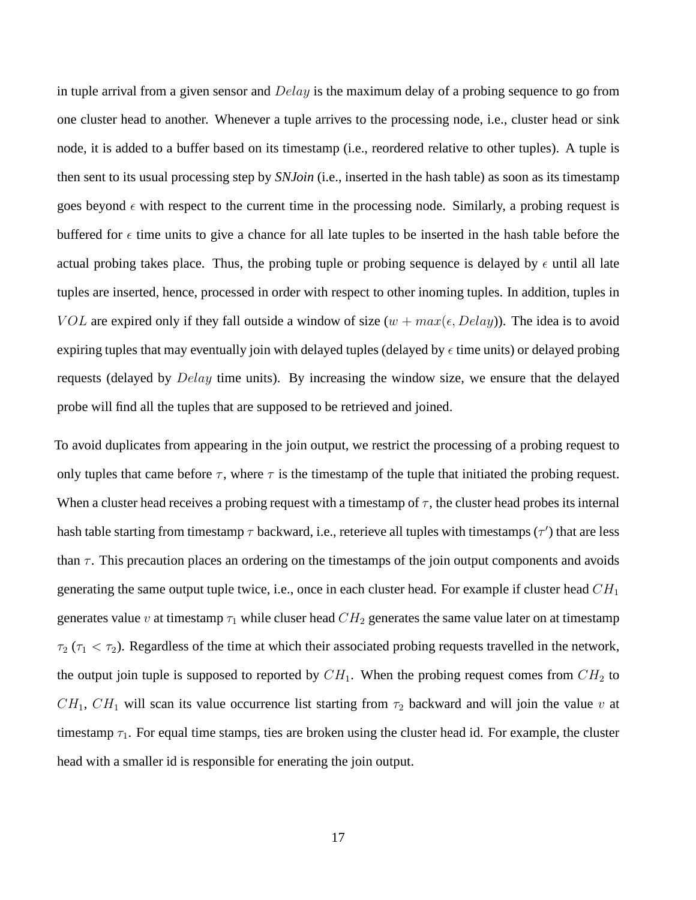in tuple arrival from a given sensor and $Delay$ is the maximum delay of a probing sequence to go from one cluster head to another. Whenever a tuple arrives to the processing node, i.e., cluster head or sink node, it is added to a buffer based on its timestamp (i.e., reordered relative to other tuples). A tuple is then sent to its usual processing step by ***SNJoin*** (i.e., inserted in the hash table) as soon as its timestamp goes beyond $\epsilon$ with respect to the current time in the processing node. Similarly, a probing request is buffered for $\epsilon$ time units to give a chance for all late tuples to be inserted in the hash table before the actual probing takes place. Thus, the probing tuple or probing sequence is delayed by $\epsilon$ until all late tuples are inserted, hence, processed in order with respect to other inoming tuples. In addition, tuples in $VOL$ are expired only if they fall outside a window of size ($w + max(\epsilon, Delay)$). The idea is to avoid expiring tuples that may eventually join with delayed tuples (delayed by $\epsilon$ time units) or delayed probing requests (delayed by $Delay$ time units). By increasing the window size, we ensure that the delayed probe will find all the tuples that are supposed to be retrieved and joined.

To avoid duplicates from appearing in the join output, we restrict the processing of a probing request to only tuples that came before $\tau$, where $\tau$ is the timestamp of the tuple that initiated the probing request. When a cluster head receives a probing request with a timestamp of $\tau$, the cluster head probes its internal hash table starting from timestamp $\tau$ backward, i.e., reterieve all tuples with timestamps ($\tau'$) that are less than $\tau$. This precaution places an ordering on the timestamps of the join output components and avoids generating the same output tuple twice, i.e., once in each cluster head. For example if cluster head $CH_1$ generates value $v$ at timestamp $\tau_1$ while cluser head $CH_2$ generates the same value later on at timestamp $\tau_2$ ($\tau_1 < \tau_2$). Regardless of the time at which their associated probing requests travelled in the network, the output join tuple is supposed to reported by $CH_1$. When the probing request comes from $CH_2$ to $CH_1$, $CH_1$ will scan its value occurrence list starting from $\tau_2$ backward and will join the value $v$ at timestamp $\tau_1$. For equal time stamps, ties are broken using the cluster head id. For example, the cluster head with a smaller id is responsible for enerating the join output.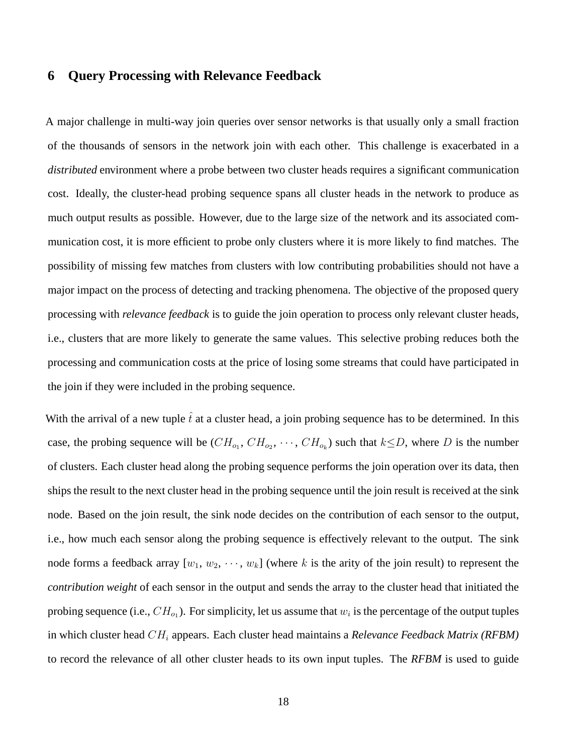## 6 Query Processing with Relevance Feedback

A major challenge in multi-way join queries over sensor networks is that usually only a small fraction of the thousands of sensors in the network join with each other. This challenge is exacerbated in a *distributed* environment where a probe between two cluster heads requires a significant communication cost. Ideally, the cluster-head probing sequence spans all cluster heads in the network to produce as much output results as possible. However, due to the large size of the network and its associated communication cost, it is more efficient to probe only clusters where it is more likely to find matches. The possibility of missing few matches from clusters with low contributing probabilities should not have a major impact on the process of detecting and tracking phenomena. The objective of the proposed query processing with *relevance feedback* is to guide the join operation to process only relevant cluster heads, i.e., clusters that are more likely to generate the same values. This selective probing reduces both the processing and communication costs at the price of losing some streams that could have participated in the join if they were included in the probing sequence.

With the arrival of a new tuple $\hat{t}$ at a cluster head, a join probing sequence has to be determined. In this case, the probing sequence will be ($CH_{o_1}$, $CH_{o_2}$, $\cdots$, $CH_{o_k}$) such that $k \leq D$, where $D$ is the number of clusters. Each cluster head along the probing sequence performs the join operation over its data, then ships the result to the next cluster head in the probing sequence until the join result is received at the sink node. Based on the join result, the sink node decides on the contribution of each sensor to the output, i.e., how much each sensor along the probing sequence is effectively relevant to the output. The sink node forms a feedback array [$w_1$, $w_2$, $\cdots$, $w_k$] (where $k$ is the arity of the join result) to represent the *contribution weight* of each sensor in the output and sends the array to the cluster head that initiated the probing sequence (i.e., $CH_{o_1}$). For simplicity, let us assume that $w_i$ is the percentage of the output tuples in which cluster head $CH_i$ appears. Each cluster head maintains a ***Relevance Feedback Matrix (RFBM)*** to record the relevance of all other cluster heads to its own input tuples. The ***RFBM*** is used to guide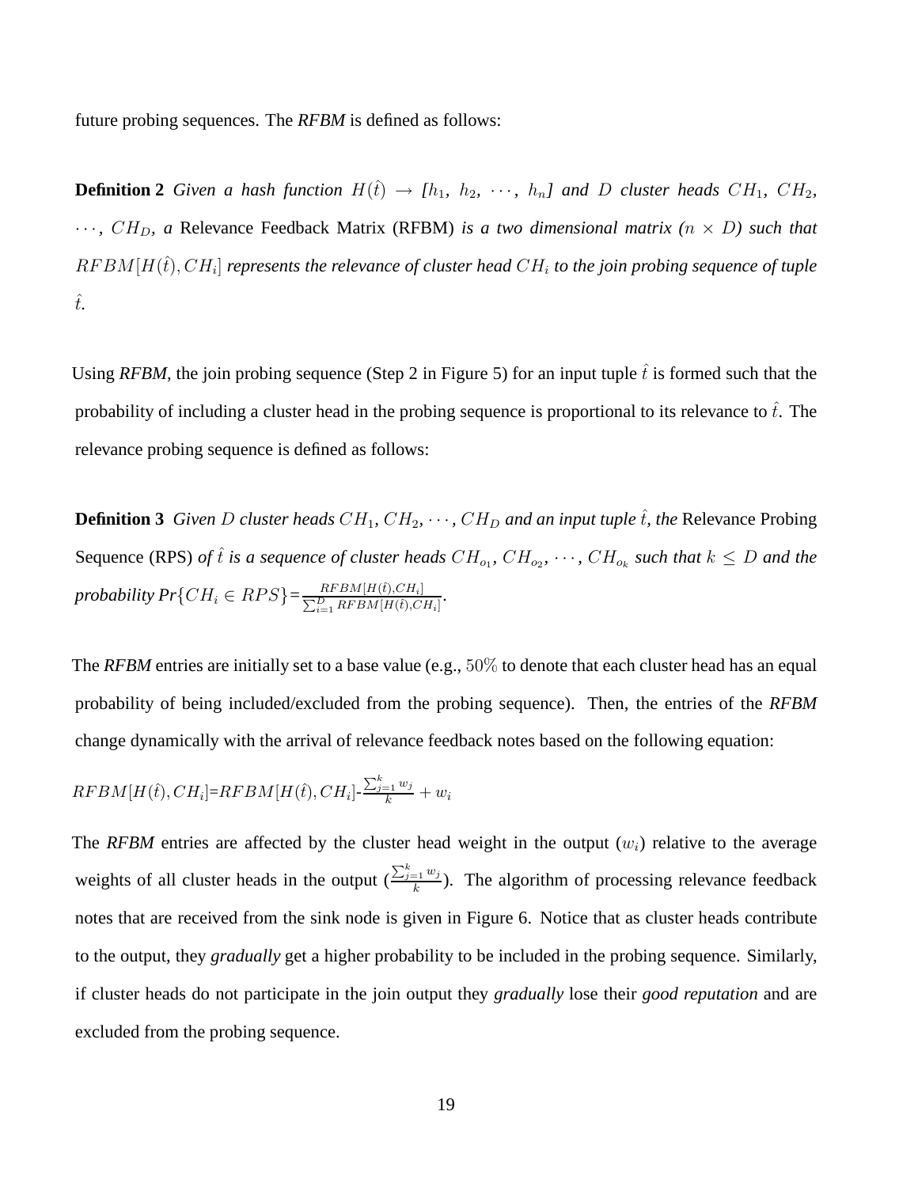future probing sequences. The *RFBM* is defined as follows:

**Definition 2** *Given a hash function $H(\hat{t}) \rightarrow [h_1,\ h_2,\ \cdots,\ h_n]$ and $D$ cluster heads $CH_1$, $CH_2$, $\cdots$, $CH_D$, a* Relevance Feedback Matrix (RFBM) *is a two dimensional matrix ($n \times D$) such that $RFBM[H(\hat{t}), CH_i]$ represents the relevance of cluster head $CH_i$ to the join probing sequence of tuple $\hat{t}$.*

Using *RFBM*, the join probing sequence (Step 2 in Figure 5) for an input tuple $\hat{t}$ is formed such that the probability of including a cluster head in the probing sequence is proportional to its relevance to $\hat{t}$. The relevance probing sequence is defined as follows:

**Definition 3** *Given $D$ cluster heads $CH_1$, $CH_2$, $\cdots$, $CH_D$ and an input tuple $\hat{t}$, the* Relevance Probing Sequence (RPS) *of $\hat{t}$ is a sequence of cluster heads $CH_{o_1}$, $CH_{o_2}$, $\cdots$, $CH_{o_k}$ such that $k \leq D$ and the probability $Pr\{CH_i \in RPS\}$=$\frac{RFBM[H(\hat{t}),CH_i]}{\sum_{i=1}^{D} RFBM[H(\hat{t}),CH_i]}$.*

The *RFBM* entries are initially set to a base value (e.g., $50\%$ to denote that each cluster head has an equal probability of being included/excluded from the probing sequence). Then, the entries of the *RFBM* change dynamically with the arrival of relevance feedback notes based on the following equation:

$$RFBM[H(\hat{t}), CH_i]=RFBM[H(\hat{t}), CH_i]-\frac{\sum_{j=1}^{k} w_j}{k} + w_i$$

The *RFBM* entries are affected by the cluster head weight in the output ($w_i$) relative to the average weights of all cluster heads in the output ($\frac{\sum_{j=1}^{k} w_j}{k}$). The algorithm of processing relevance feedback notes that are received from the sink node is given in Figure 6. Notice that as cluster heads contribute to the output, they *gradually* get a higher probability to be included in the probing sequence. Similarly, if cluster heads do not participate in the join output they *gradually* lose their *good reputation* and are excluded from the probing sequence.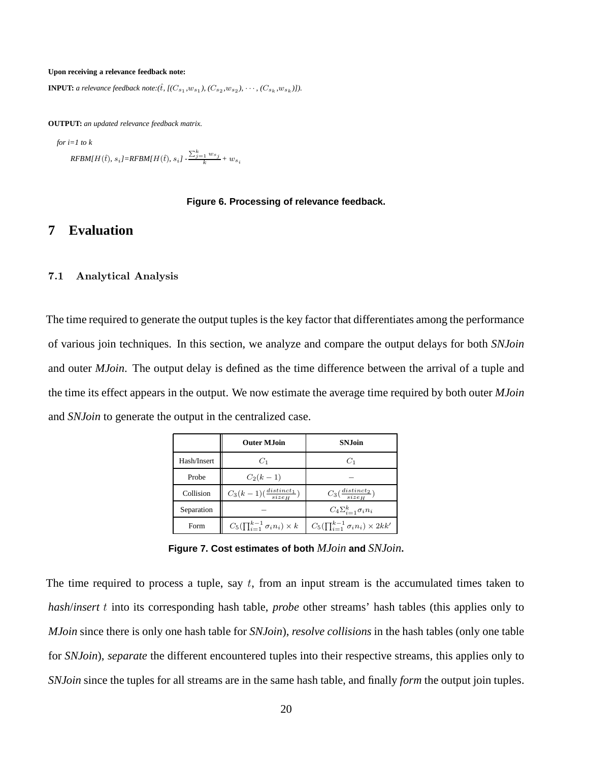**Upon receiving a relevance feedback note:**

**INPUT:** *a relevance feedback note:($\hat{t}$, [($C_{s_1}$,$w_{s_1}$), ($C_{s_2}$,$w_{s_2}$), $\cdots$, ($C_{s_k}$,$w_{s_k}$)]).*

**OUTPUT:** *an updated relevance feedback matrix.*

*for i=1 to k*

*RFBM[$H(\hat{t})$, $s_i$]=RFBM[$H(\hat{t})$, $s_i$] -* $\frac{\sum_{j=1}^{k} w_{s_j}}{k} + w_{s_i}$

**Figure 6. Processing of relevance feedback.**

# 7 Evaluation

## 7.1 Analytical Analysis

The time required to generate the output tuples is the key factor that differentiates among the performance of various join techniques. In this section, we analyze and compare the output delays for both *SNJoin* and outer *MJoin*. The output delay is defined as the time difference between the arrival of a tuple and the time its effect appears in the output. We now estimate the average time required by both outer *MJoin* and *SNJoin* to generate the output in the centralized case.

| | **Outer MJoin** | **SNJoin** |
|---|---|---|
| Hash/Insert | $C_1$ | $C_1$ |
| Probe | $C_2(k-1)$ | $-$ |
| Collision | $C_3(k-1)(\frac{distinct_1}{size_H})$ | $C_3(\frac{distinct_2}{size_H})$ |
| Separation | $-$ | $C_4\Sigma_{i=1}^{k}\sigma_i n_i$ |
| Form | $C_5(\prod_{i=1}^{k-1}\sigma_i n_i) \times k$ | $C_5(\prod_{i=1}^{k-1}\sigma_i n_i) \times 2kk'$ |

**Figure 7. Cost estimates of both *MJoin* and *SNJoin*.**

The time required to process a tuple, say $t$, from an input stream is the accumulated times taken to *hash/insert* $t$ into its corresponding hash table, *probe* other streams' hash tables (this applies only to *MJoin* since there is only one hash table for *SNJoin*), *resolve collisions* in the hash tables (only one table for *SNJoin*), *separate* the different encountered tuples into their respective streams, this applies only to *SNJoin* since the tuples for all streams are in the same hash table, and finally *form* the output join tuples.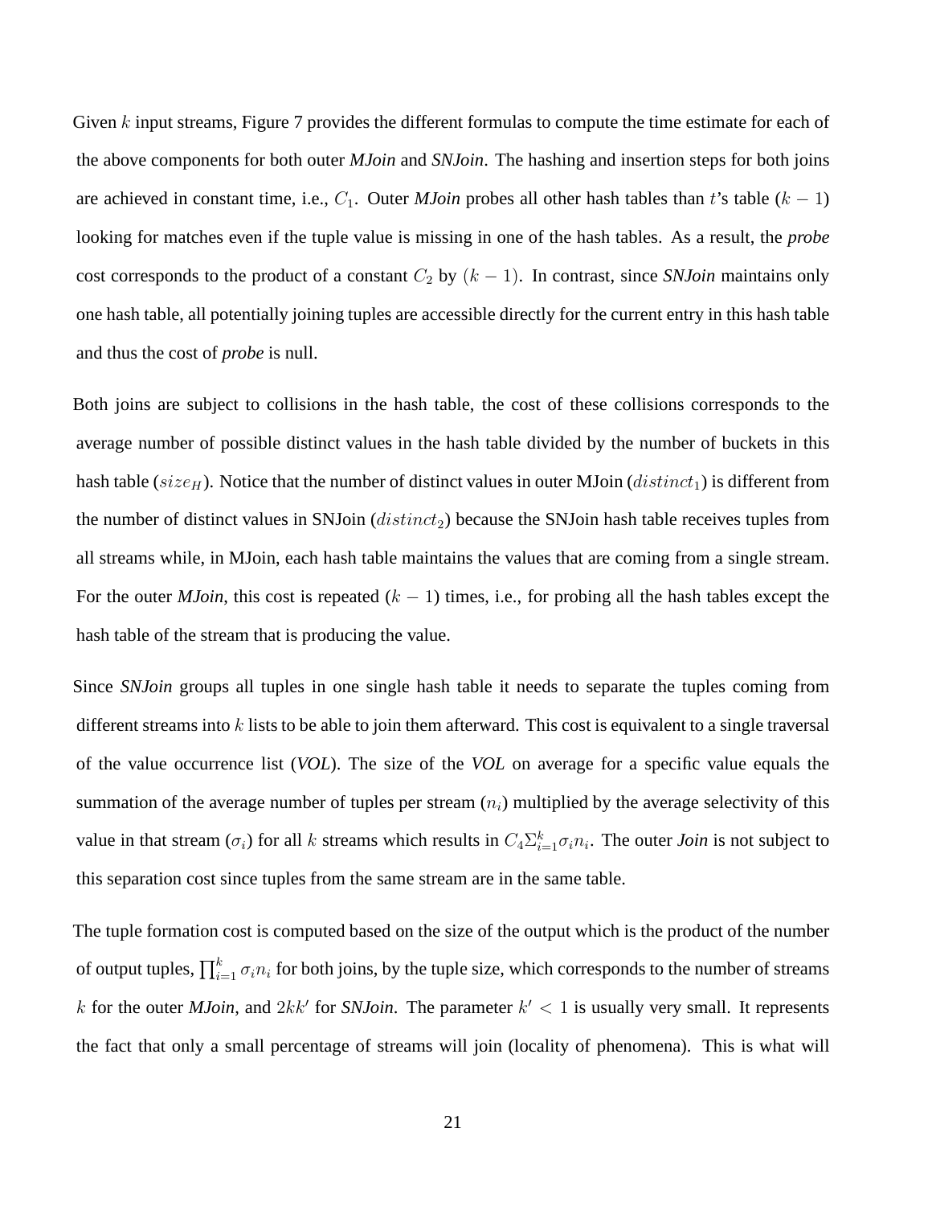Given $k$ input streams, Figure 7 provides the different formulas to compute the time estimate for each of the above components for both outer *MJoin* and *SNJoin*. The hashing and insertion steps for both joins are achieved in constant time, i.e., $C_1$. Outer *MJoin* probes all other hash tables than $t$'s table $(k-1)$ looking for matches even if the tuple value is missing in one of the hash tables. As a result, the *probe* cost corresponds to the product of a constant $C_2$ by $(k-1)$. In contrast, since *SNJoin* maintains only one hash table, all potentially joining tuples are accessible directly for the current entry in this hash table and thus the cost of *probe* is null.

Both joins are subject to collisions in the hash table, the cost of these collisions corresponds to the average number of possible distinct values in the hash table divided by the number of buckets in this hash table ($size_H$). Notice that the number of distinct values in outer MJoin ($distinct_1$) is different from the number of distinct values in SNJoin ($distinct_2$) because the SNJoin hash table receives tuples from all streams while, in MJoin, each hash table maintains the values that are coming from a single stream. For the outer *MJoin*, this cost is repeated $(k-1)$ times, i.e., for probing all the hash tables except the hash table of the stream that is producing the value.

Since *SNJoin* groups all tuples in one single hash table it needs to separate the tuples coming from different streams into $k$ lists to be able to join them afterward. This cost is equivalent to a single traversal of the value occurrence list (*VOL*). The size of the *VOL* on average for a specific value equals the summation of the average number of tuples per stream ($n_i$) multiplied by the average selectivity of this value in that stream ($\sigma_i$) for all $k$ streams which results in $C_4\Sigma_{i=1}^{k}\sigma_i n_i$. The outer *Join* is not subject to this separation cost since tuples from the same stream are in the same table.

The tuple formation cost is computed based on the size of the output which is the product of the number of output tuples, $\prod_{i=1}^{k}\sigma_i n_i$ for both joins, by the tuple size, which corresponds to the number of streams $k$ for the outer *MJoin*, and $2kk'$ for *SNJoin*. The parameter $k' < 1$ is usually very small. It represents the fact that only a small percentage of streams will join (locality of phenomena). This is what will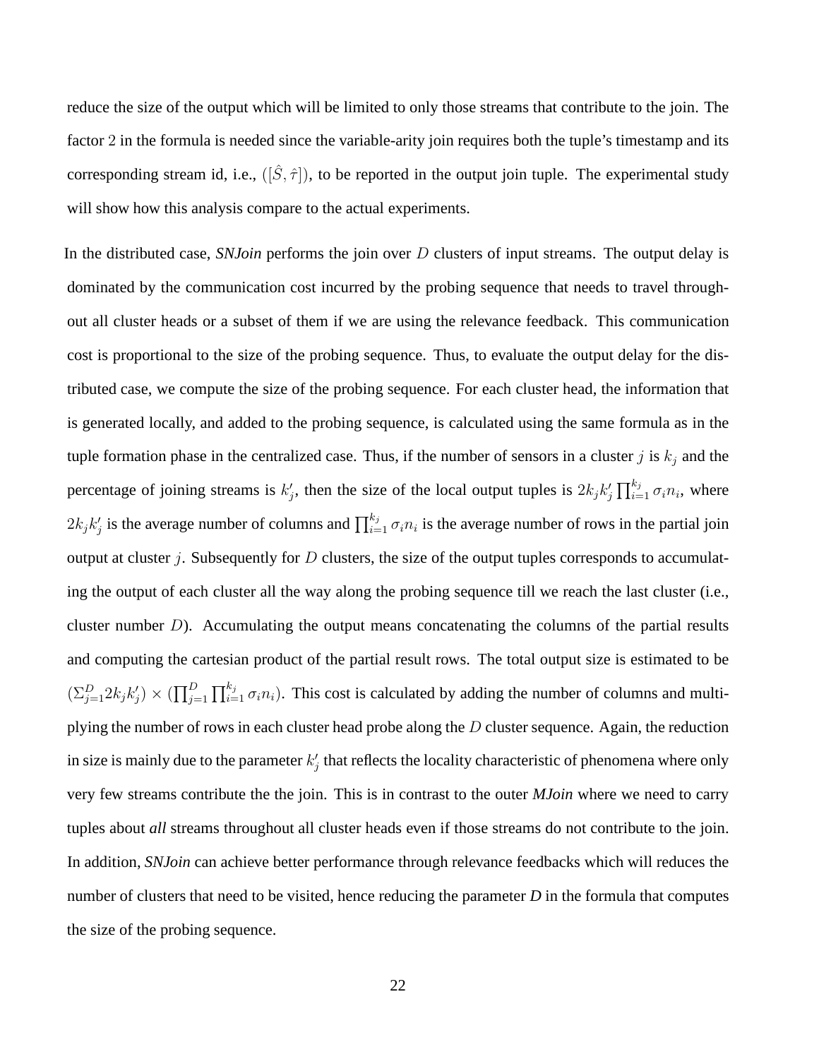reduce the size of the output which will be limited to only those streams that contribute to the join. The factor 2 in the formula is needed since the variable-arity join requires both the tuple's timestamp and its corresponding stream id, i.e., $([\hat{S}, \hat{\tau}])$, to be reported in the output join tuple. The experimental study will show how this analysis compare to the actual experiments.

In the distributed case, ***SNJoin*** performs the join over $D$ clusters of input streams. The output delay is dominated by the communication cost incurred by the probing sequence that needs to travel throughout all cluster heads or a subset of them if we are using the relevance feedback. This communication cost is proportional to the size of the probing sequence. Thus, to evaluate the output delay for the distributed case, we compute the size of the probing sequence. For each cluster head, the information that is generated locally, and added to the probing sequence, is calculated using the same formula as in the tuple formation phase in the centralized case. Thus, if the number of sensors in a cluster $j$ is $k_j$ and the percentage of joining streams is $k'_j$, then the size of the local output tuples is $2k_jk'_j \prod_{i=1}^{k_j} \sigma_i n_i$, where $2k_jk'_j$ is the average number of columns and $\prod_{i=1}^{k_j} \sigma_i n_i$ is the average number of rows in the partial join output at cluster $j$. Subsequently for $D$ clusters, the size of the output tuples corresponds to accumulating the output of each cluster all the way along the probing sequence till we reach the last cluster (i.e., cluster number $D$). Accumulating the output means concatenating the columns of the partial results and computing the cartesian product of the partial result rows. The total output size is estimated to be $(\Sigma_{j=1}^{D} 2k_jk'_j) \times (\prod_{j=1}^{D} \prod_{i=1}^{k_j} \sigma_i n_i)$. This cost is calculated by adding the number of columns and multiplying the number of rows in each cluster head probe along the $D$ cluster sequence. Again, the reduction in size is mainly due to the parameter $k'_j$ that reflects the locality characteristic of phenomena where only very few streams contribute the the join. This is in contrast to the outer ***MJoin*** where we need to carry tuples about ***all*** streams throughout all cluster heads even if those streams do not contribute to the join. In addition, ***SNJoin*** can achieve better performance through relevance feedbacks which will reduces the number of clusters that need to be visited, hence reducing the parameter ***D*** in the formula that computes the size of the probing sequence.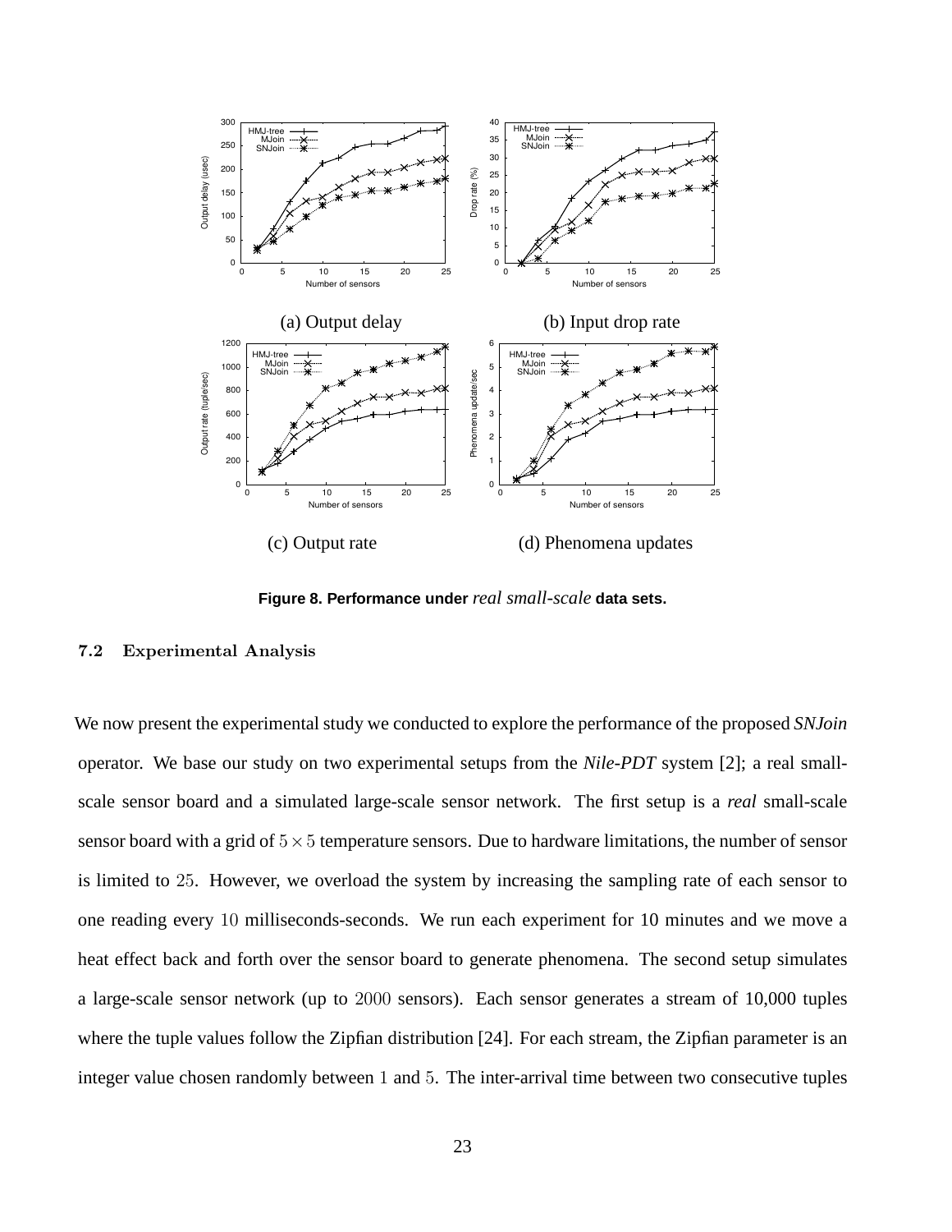(a) Output delay

(b) Input drop rate

(c) Output rate

(d) Phenomena updates

**Figure 8. Performance under *real small-scale* data sets.**

### 7.2 Experimental Analysis

We now present the experimental study we conducted to explore the performance of the proposed *SNJoin* operator. We base our study on two experimental setups from the *Nile-PDT* system [2]; a real small-scale sensor board and a simulated large-scale sensor network. The first setup is a *real* small-scale sensor board with a grid of $5 \times 5$ temperature sensors. Due to hardware limitations, the number of sensor is limited to $25$. However, we overload the system by increasing the sampling rate of each sensor to one reading every $10$ milliseconds-seconds. We run each experiment for 10 minutes and we move a heat effect back and forth over the sensor board to generate phenomena. The second setup simulates a large-scale sensor network (up to $2000$ sensors). Each sensor generates a stream of 10,000 tuples where the tuple values follow the Zipfian distribution [24]. For each stream, the Zipfian parameter is an integer value chosen randomly between $1$ and $5$. The inter-arrival time between two consecutive tuples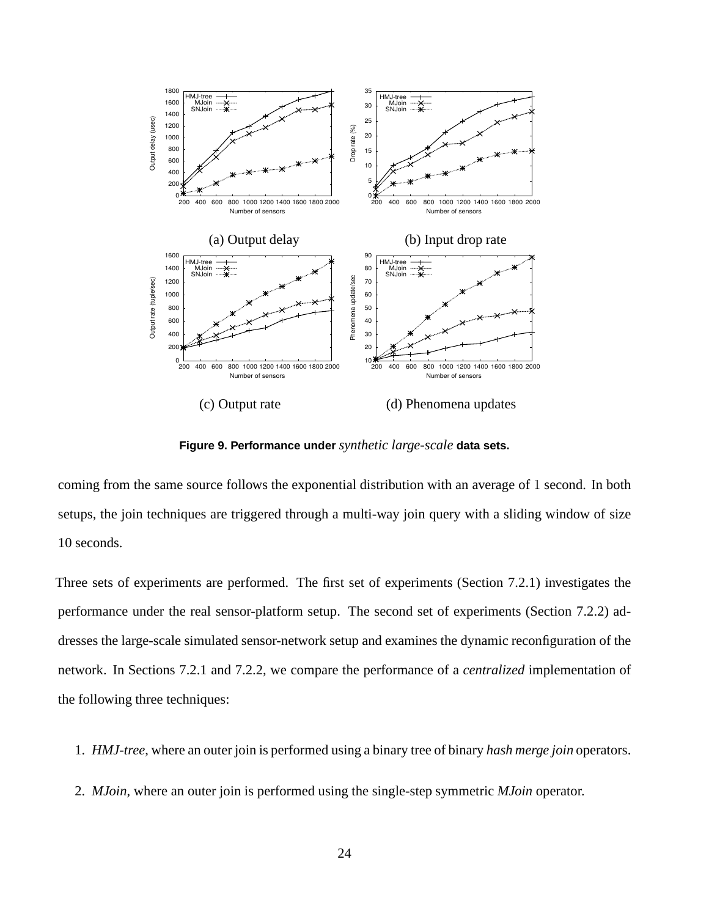(a) Output delay

(b) Input drop rate

(c) Output rate

(d) Phenomena updates

**Figure 9. Performance under *synthetic large-scale* data sets.**

coming from the same source follows the exponential distribution with an average of 1 second. In both setups, the join techniques are triggered through a multi-way join query with a sliding window of size 10 seconds.

Three sets of experiments are performed. The first set of experiments (Section 7.2.1) investigates the performance under the real sensor-platform setup. The second set of experiments (Section 7.2.2) addresses the large-scale simulated sensor-network setup and examines the dynamic reconfiguration of the network. In Sections 7.2.1 and 7.2.2, we compare the performance of a *centralized* implementation of the following three techniques:

1. *HMJ-tree*, where an outer join is performed using a binary tree of binary *hash merge join* operators.
2. *MJoin*, where an outer join is performed using the single-step symmetric *MJoin* operator.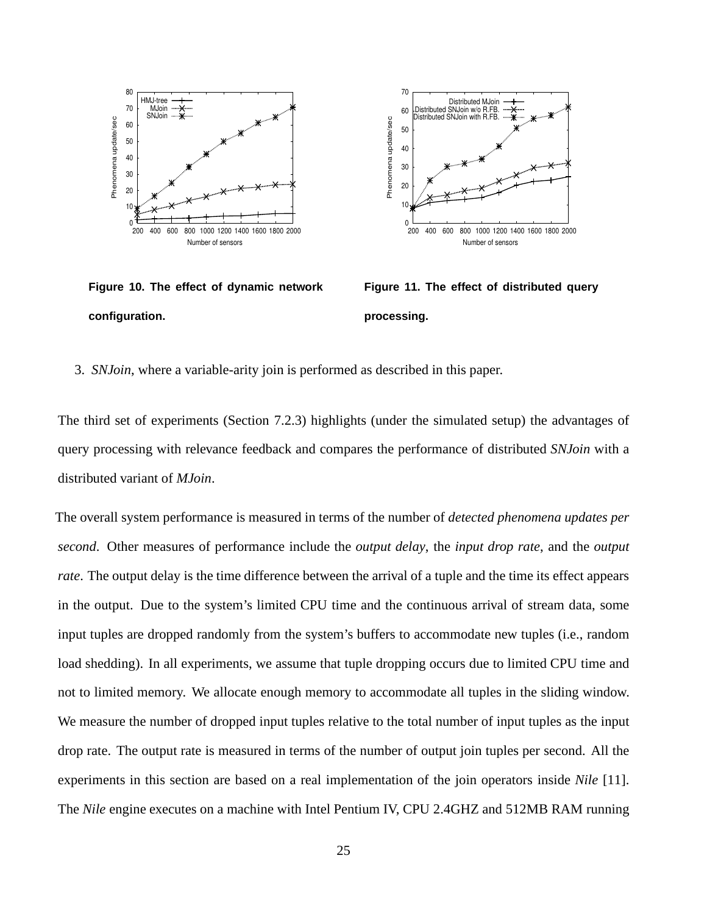Figure 10. The effect of dynamic network configuration.

Figure 11. The effect of distributed query processing.

3. *SNJoin*, where a variable-arity join is performed as described in this paper.

The third set of experiments (Section 7.2.3) highlights (under the simulated setup) the advantages of query processing with relevance feedback and compares the performance of distributed *SNJoin* with a distributed variant of *MJoin*.

The overall system performance is measured in terms of the number of *detected phenomena updates per second*. Other measures of performance include the *output delay*, the *input drop rate*, and the *output rate*. The output delay is the time difference between the arrival of a tuple and the time its effect appears in the output. Due to the system's limited CPU time and the continuous arrival of stream data, some input tuples are dropped randomly from the system's buffers to accommodate new tuples (i.e., random load shedding). In all experiments, we assume that tuple dropping occurs due to limited CPU time and not to limited memory. We allocate enough memory to accommodate all tuples in the sliding window. We measure the number of dropped input tuples relative to the total number of input tuples as the input drop rate. The output rate is measured in terms of the number of output join tuples per second. All the experiments in this section are based on a real implementation of the join operators inside *Nile* [11]. The *Nile* engine executes on a machine with Intel Pentium IV, CPU 2.4GHZ and 512MB RAM running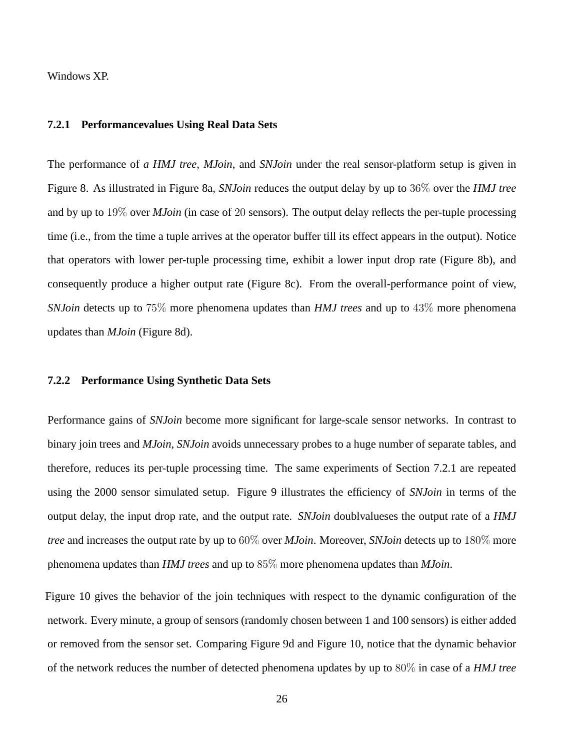Windows XP.

### 7.2.1 Performancevalues Using Real Data Sets

The performance of ***a HMJ tree***, *MJoin*, and *SNJoin* under the real sensor-platform setup is given in Figure 8. As illustrated in Figure 8a, *SNJoin* reduces the output delay by up to $36\%$ over the *HMJ tree* and by up to $19\%$ over *MJoin* (in case of $20$ sensors). The output delay reflects the per-tuple processing time (i.e., from the time a tuple arrives at the operator buffer till its effect appears in the output). Notice that operators with lower per-tuple processing time, exhibit a lower input drop rate (Figure 8b), and consequently produce a higher output rate (Figure 8c). From the overall-performance point of view, *SNJoin* detects up to $75\%$ more phenomena updates than *HMJ trees* and up to $43\%$ more phenomena updates than *MJoin* (Figure 8d).

### 7.2.2 Performance Using Synthetic Data Sets

Performance gains of *SNJoin* become more significant for large-scale sensor networks. In contrast to binary join trees and *MJoin*, *SNJoin* avoids unnecessary probes to a huge number of separate tables, and therefore, reduces its per-tuple processing time. The same experiments of Section 7.2.1 are repeated using the 2000 sensor simulated setup. Figure 9 illustrates the efficiency of *SNJoin* in terms of the output delay, the input drop rate, and the output rate. *SNJoin* doublvalueses the output rate of a *HMJ tree* and increases the output rate by up to $60\%$ over *MJoin*. Moreover, *SNJoin* detects up to $180\%$ more phenomena updates than *HMJ trees* and up to $85\%$ more phenomena updates than *MJoin*.

Figure 10 gives the behavior of the join techniques with respect to the dynamic configuration of the network. Every minute, a group of sensors (randomly chosen between 1 and 100 sensors) is either added or removed from the sensor set. Comparing Figure 9d and Figure 10, notice that the dynamic behavior of the network reduces the number of detected phenomena updates by up to $80\%$ in case of a *HMJ tree*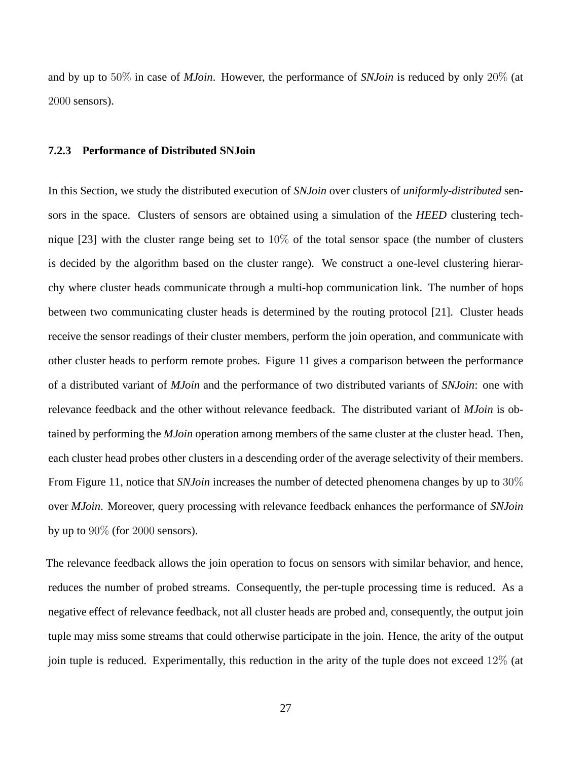and by up to $50\%$ in case of *MJoin*. However, the performance of *SNJoin* is reduced by only $20\%$ (at $2000$ sensors).

### 7.2.3 Performance of Distributed SNJoin

In this Section, we study the distributed execution of *SNJoin* over clusters of *uniformly-distributed* sensors in the space. Clusters of sensors are obtained using a simulation of the *HEED* clustering technique [23] with the cluster range being set to $10\%$ of the total sensor space (the number of clusters is decided by the algorithm based on the cluster range). We construct a one-level clustering hierarchy where cluster heads communicate through a multi-hop communication link. The number of hops between two communicating cluster heads is determined by the routing protocol [21]. Cluster heads receive the sensor readings of their cluster members, perform the join operation, and communicate with other cluster heads to perform remote probes. Figure 11 gives a comparison between the performance of a distributed variant of *MJoin* and the performance of two distributed variants of *SNJoin*: one with relevance feedback and the other without relevance feedback. The distributed variant of *MJoin* is obtained by performing the *MJoin* operation among members of the same cluster at the cluster head. Then, each cluster head probes other clusters in a descending order of the average selectivity of their members. From Figure 11, notice that *SNJoin* increases the number of detected phenomena changes by up to $30\%$ over *MJoin*. Moreover, query processing with relevance feedback enhances the performance of *SNJoin* by up to $90\%$ (for $2000$ sensors).

The relevance feedback allows the join operation to focus on sensors with similar behavior, and hence, reduces the number of probed streams. Consequently, the per-tuple processing time is reduced. As a negative effect of relevance feedback, not all cluster heads are probed and, consequently, the output join tuple may miss some streams that could otherwise participate in the join. Hence, the arity of the output join tuple is reduced. Experimentally, this reduction in the arity of the tuple does not exceed $12\%$ (at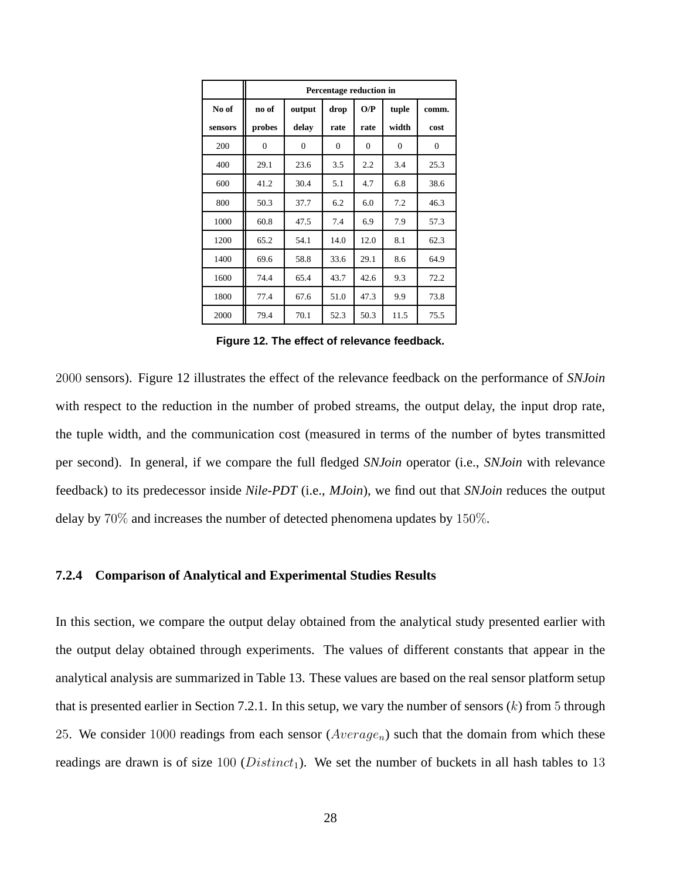| No of sensors | Percentage reduction in | | | | | |
|---|---|---|---|---|---|---|
| | no of probes | output delay | drop rate | O/P rate | tuple width | comm. cost |
| 200 | 0 | 0 | 0 | 0 | 0 | 0 |
| 400 | 29.1 | 23.6 | 3.5 | 2.2 | 3.4 | 25.3 |
| 600 | 41.2 | 30.4 | 5.1 | 4.7 | 6.8 | 38.6 |
| 800 | 50.3 | 37.7 | 6.2 | 6.0 | 7.2 | 46.3 |
| 1000 | 60.8 | 47.5 | 7.4 | 6.9 | 7.9 | 57.3 |
| 1200 | 65.2 | 54.1 | 14.0 | 12.0 | 8.1 | 62.3 |
| 1400 | 69.6 | 58.8 | 33.6 | 29.1 | 8.6 | 64.9 |
| 1600 | 74.4 | 65.4 | 43.7 | 42.6 | 9.3 | 72.2 |
| 1800 | 77.4 | 67.6 | 51.0 | 47.3 | 9.9 | 73.8 |
| 2000 | 79.4 | 70.1 | 52.3 | 50.3 | 11.5 | 75.5 |

**Figure 12. The effect of relevance feedback.**

$2000$ sensors). Figure 12 illustrates the effect of the relevance feedback on the performance of *SNJoin* with respect to the reduction in the number of probed streams, the output delay, the input drop rate, the tuple width, and the communication cost (measured in terms of the number of bytes transmitted per second). In general, if we compare the full fledged *SNJoin* operator (i.e., *SNJoin* with relevance feedback) to its predecessor inside *Nile-PDT* (i.e., *MJoin*), we find out that *SNJoin* reduces the output delay by $70\%$ and increases the number of detected phenomena updates by $150\%$.

### 7.2.4 Comparison of Analytical and Experimental Studies Results

In this section, we compare the output delay obtained from the analytical study presented earlier with the output delay obtained through experiments. The values of different constants that appear in the analytical analysis are summarized in Table 13. These values are based on the real sensor platform setup that is presented earlier in Section 7.2.1. In this setup, we vary the number of sensors ($k$) from $5$ through $25$. We consider $1000$ readings from each sensor ($Average_n$) such that the domain from which these readings are drawn is of size $100$ ($Distinct_1$). We set the number of buckets in all hash tables to $13$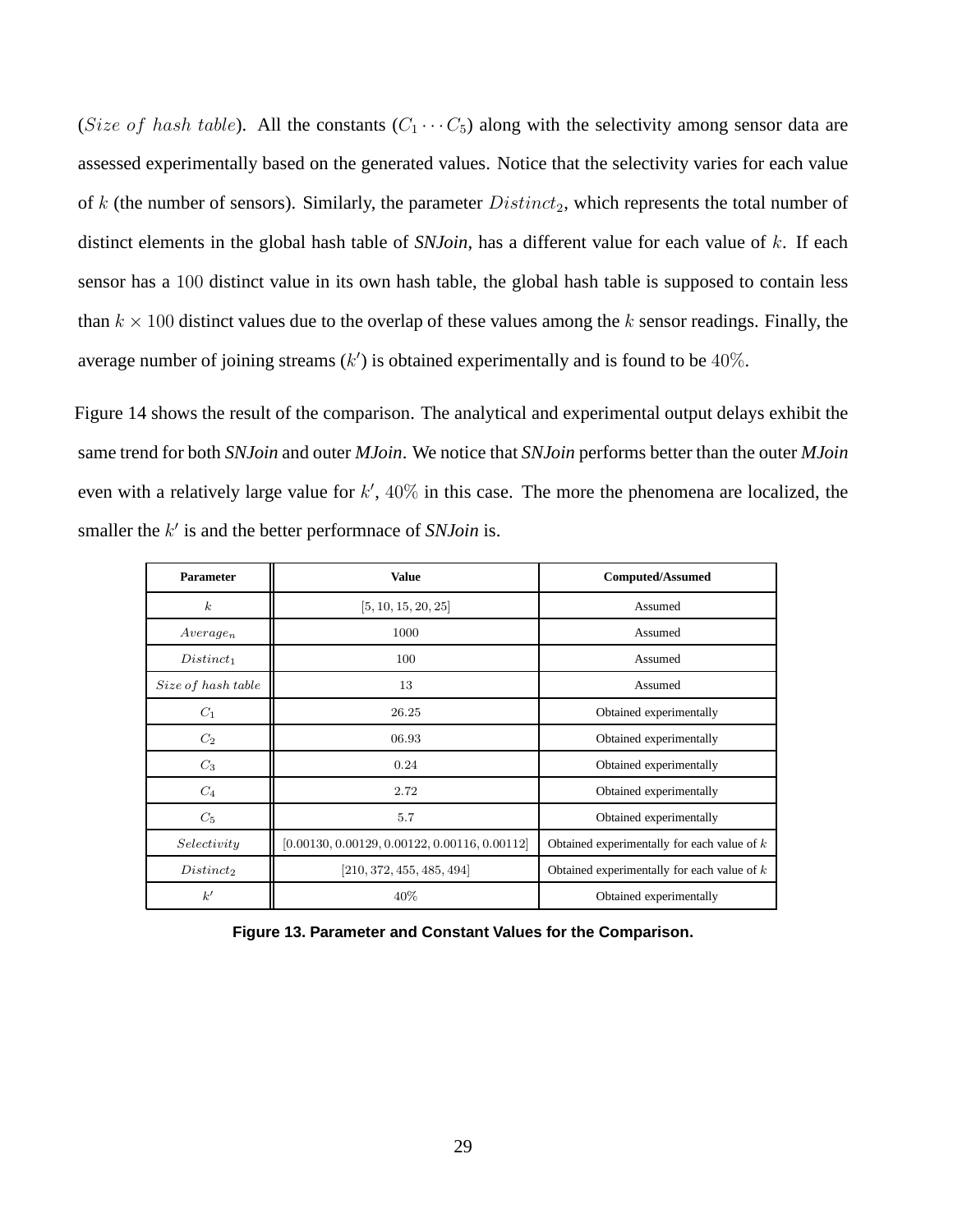($Size\ of\ hash\ table$). All the constants ($C_1 \cdots C_5$) along with the selectivity among sensor data are assessed experimentally based on the generated values. Notice that the selectivity varies for each value of $k$ (the number of sensors). Similarly, the parameter $Distinct_2$, which represents the total number of distinct elements in the global hash table of ***SNJoin***, has a different value for each value of $k$. If each sensor has a $100$ distinct value in its own hash table, the global hash table is supposed to contain less than $k \times 100$ distinct values due to the overlap of these values among the $k$ sensor readings. Finally, the average number of joining streams ($k'$) is obtained experimentally and is found to be $40\%$.

Figure 14 shows the result of the comparison. The analytical and experimental output delays exhibit the same trend for both ***SNJoin*** and outer ***MJoin***. We notice that ***SNJoin*** performs better than the outer ***MJoin*** even with a relatively large value for $k'$, $40\%$ in this case. The more the phenomena are localized, the smaller the $k'$ is and the better performnace of ***SNJoin*** is.

| **Parameter** | **Value** | **Computed/Assumed** |
|---|---|---|
| $k$ | $[5, 10, 15, 20, 25]$ | Assumed |
| $Average_n$ | $1000$ | Assumed |
| $Distinct_1$ | $100$ | Assumed |
| $Size\ of\ hash\ table$ | $13$ | Assumed |
| $C_1$ | $26.25$ | Obtained experimentally |
| $C_2$ | $06.93$ | Obtained experimentally |
| $C_3$ | $0.24$ | Obtained experimentally |
| $C_4$ | $2.72$ | Obtained experimentally |
| $C_5$ | $5.7$ | Obtained experimentally |
| $Selectivity$ | $[0.00130, 0.00129, 0.00122, 0.00116, 0.00112]$ | Obtained experimentally for each value of $k$ |
| $Distinct_2$ | $[210, 372, 455, 485, 494]$ | Obtained experimentally for each value of $k$ |
| $k'$ | $40\%$ | Obtained experimentally |

**Figure 13. Parameter and Constant Values for the Comparison.**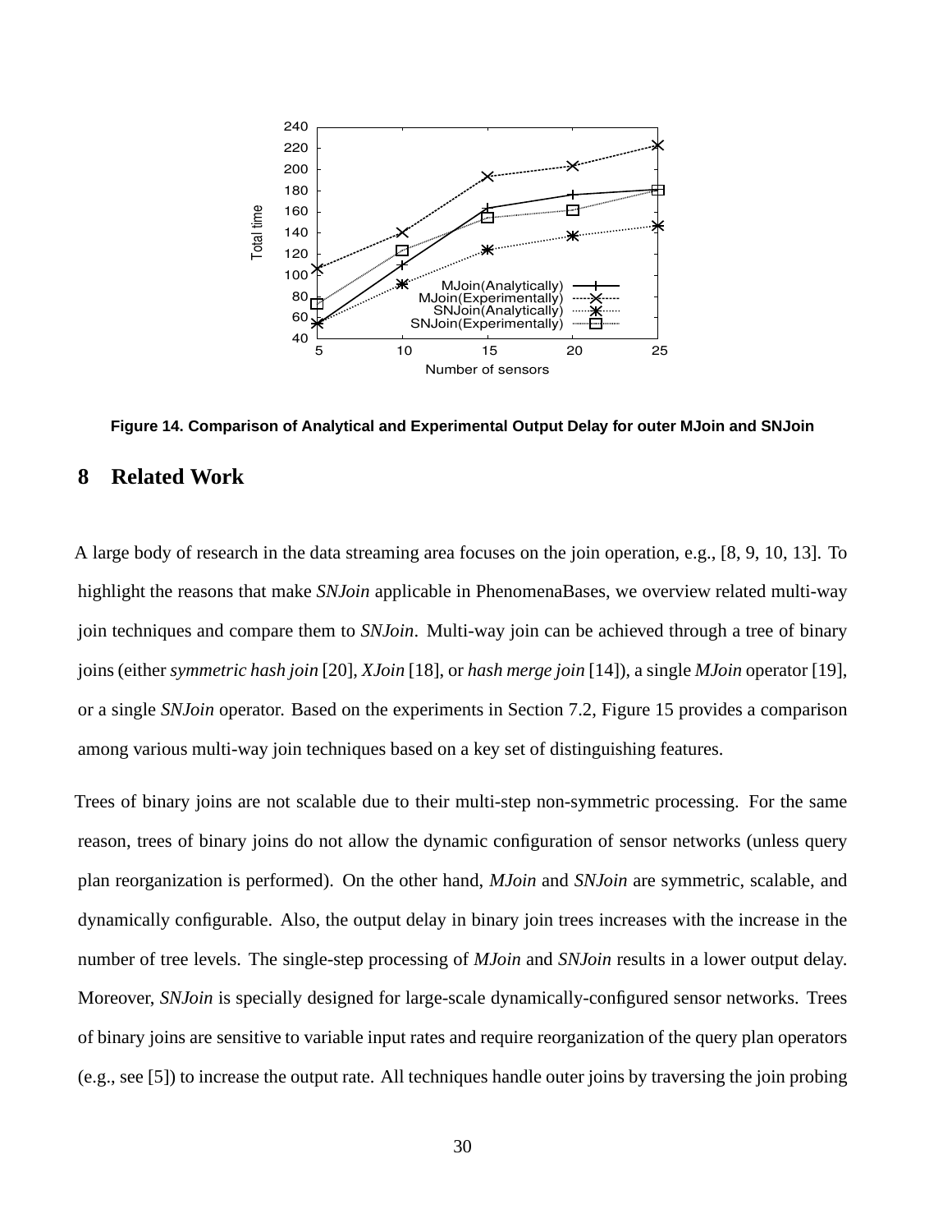Figure 14. Comparison of Analytical and Experimental Output Delay for outer MJoin and SNJoin

## 8 Related Work

A large body of research in the data streaming area focuses on the join operation, e.g., [8, 9, 10, 13]. To highlight the reasons that make *SNJoin* applicable in PhenomenaBases, we overview related multi-way join techniques and compare them to *SNJoin*. Multi-way join can be achieved through a tree of binary joins (either *symmetric hash join* [20], *XJoin* [18], or *hash merge join* [14]), a single *MJoin* operator [19], or a single *SNJoin* operator. Based on the experiments in Section 7.2, Figure 15 provides a comparison among various multi-way join techniques based on a key set of distinguishing features.

Trees of binary joins are not scalable due to their multi-step non-symmetric processing. For the same reason, trees of binary joins do not allow the dynamic configuration of sensor networks (unless query plan reorganization is performed). On the other hand, *MJoin* and *SNJoin* are symmetric, scalable, and dynamically configurable. Also, the output delay in binary join trees increases with the increase in the number of tree levels. The single-step processing of *MJoin* and *SNJoin* results in a lower output delay. Moreover, *SNJoin* is specially designed for large-scale dynamically-configured sensor networks. Trees of binary joins are sensitive to variable input rates and require reorganization of the query plan operators (e.g., see [5]) to increase the output rate. All techniques handle outer joins by traversing the join probing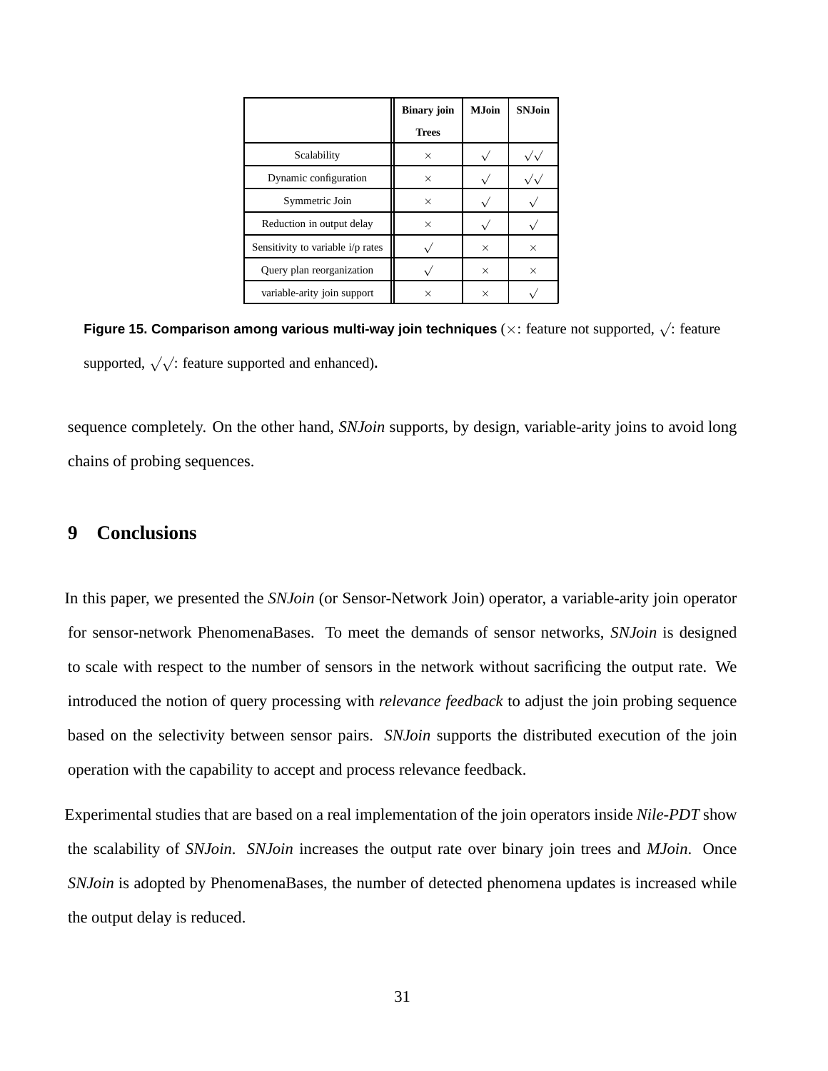| | Binary join Trees | MJoin | SNJoin |
|---|---|---|---|
| Scalability | $\times$ | $\surd$ | $\surd\surd$ |
| Dynamic configuration | $\times$ | $\surd$ | $\surd\surd$ |
| Symmetric Join | $\times$ | $\surd$ | $\surd$ |
| Reduction in output delay | $\times$ | $\surd$ | $\surd$ |
| Sensitivity to variable i/p rates | $\surd$ | $\times$ | $\times$ |
| Query plan reorganization | $\surd$ | $\times$ | $\times$ |
| variable-arity join support | $\times$ | $\times$ | $\surd$ |

**Figure 15. Comparison among various multi-way join techniques** ($\times$: feature not supported, $\surd$: feature supported, $\surd\surd$: feature supported and enhanced)**.**

sequence completely. On the other hand, *SNJoin* supports, by design, variable-arity joins to avoid long chains of probing sequences.

## 9 Conclusions

In this paper, we presented the *SNJoin* (or Sensor-Network Join) operator, a variable-arity join operator for sensor-network PhenomenaBases. To meet the demands of sensor networks, *SNJoin* is designed to scale with respect to the number of sensors in the network without sacrificing the output rate. We introduced the notion of query processing with *relevance feedback* to adjust the join probing sequence based on the selectivity between sensor pairs. *SNJoin* supports the distributed execution of the join operation with the capability to accept and process relevance feedback.

Experimental studies that are based on a real implementation of the join operators inside *Nile-PDT* show the scalability of *SNJoin*. *SNJoin* increases the output rate over binary join trees and *MJoin*. Once *SNJoin* is adopted by PhenomenaBases, the number of detected phenomena updates is increased while the output delay is reduced.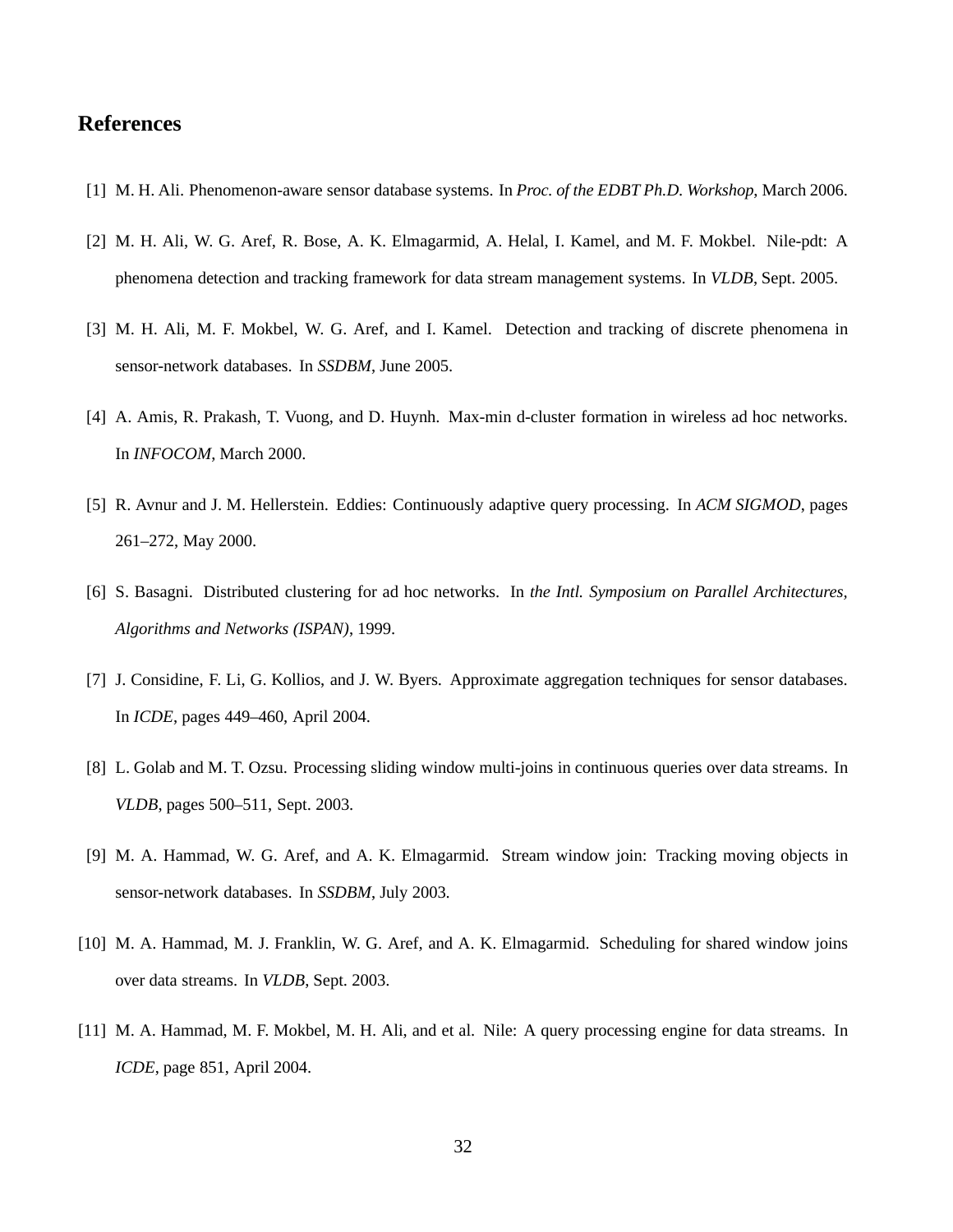# References

[1] M. H. Ali. Phenomenon-aware sensor database systems. In *Proc. of the EDBT Ph.D. Workshop*, March 2006.

[2] M. H. Ali, W. G. Aref, R. Bose, A. K. Elmagarmid, A. Helal, I. Kamel, and M. F. Mokbel. Nile-pdt: A phenomena detection and tracking framework for data stream management systems. In *VLDB*, Sept. 2005.

[3] M. H. Ali, M. F. Mokbel, W. G. Aref, and I. Kamel. Detection and tracking of discrete phenomena in sensor-network databases. In *SSDBM*, June 2005.

[4] A. Amis, R. Prakash, T. Vuong, and D. Huynh. Max-min d-cluster formation in wireless ad hoc networks. In *INFOCOM*, March 2000.

[5] R. Avnur and J. M. Hellerstein. Eddies: Continuously adaptive query processing. In *ACM SIGMOD*, pages 261–272, May 2000.

[6] S. Basagni. Distributed clustering for ad hoc networks. In *the Intl. Symposium on Parallel Architectures, Algorithms and Networks (ISPAN)*, 1999.

[7] J. Considine, F. Li, G. Kollios, and J. W. Byers. Approximate aggregation techniques for sensor databases. In *ICDE*, pages 449–460, April 2004.

[8] L. Golab and M. T. Ozsu. Processing sliding window multi-joins in continuous queries over data streams. In *VLDB*, pages 500–511, Sept. 2003.

[9] M. A. Hammad, W. G. Aref, and A. K. Elmagarmid. Stream window join: Tracking moving objects in sensor-network databases. In *SSDBM*, July 2003.

[10] M. A. Hammad, M. J. Franklin, W. G. Aref, and A. K. Elmagarmid. Scheduling for shared window joins over data streams. In *VLDB*, Sept. 2003.

[11] M. A. Hammad, M. F. Mokbel, M. H. Ali, and et al. Nile: A query processing engine for data streams. In *ICDE*, page 851, April 2004.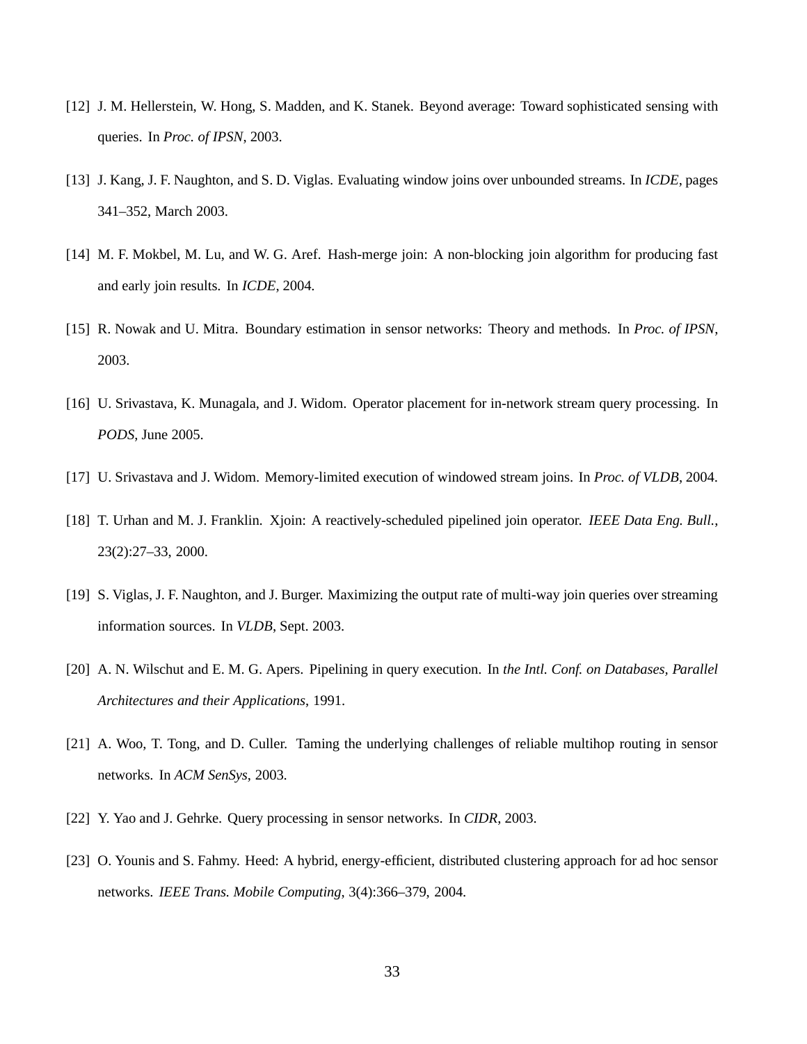[12] J. M. Hellerstein, W. Hong, S. Madden, and K. Stanek. Beyond average: Toward sophisticated sensing with queries. In *Proc. of IPSN*, 2003.

[13] J. Kang, J. F. Naughton, and S. D. Viglas. Evaluating window joins over unbounded streams. In *ICDE*, pages 341–352, March 2003.

[14] M. F. Mokbel, M. Lu, and W. G. Aref. Hash-merge join: A non-blocking join algorithm for producing fast and early join results. In *ICDE*, 2004.

[15] R. Nowak and U. Mitra. Boundary estimation in sensor networks: Theory and methods. In *Proc. of IPSN*, 2003.

[16] U. Srivastava, K. Munagala, and J. Widom. Operator placement for in-network stream query processing. In *PODS*, June 2005.

[17] U. Srivastava and J. Widom. Memory-limited execution of windowed stream joins. In *Proc. of VLDB*, 2004.

[18] T. Urhan and M. J. Franklin. Xjoin: A reactively-scheduled pipelined join operator. *IEEE Data Eng. Bull.*, 23(2):27–33, 2000.

[19] S. Viglas, J. F. Naughton, and J. Burger. Maximizing the output rate of multi-way join queries over streaming information sources. In *VLDB*, Sept. 2003.

[20] A. N. Wilschut and E. M. G. Apers. Pipelining in query execution. In *the Intl. Conf. on Databases, Parallel Architectures and their Applications*, 1991.

[21] A. Woo, T. Tong, and D. Culler. Taming the underlying challenges of reliable multihop routing in sensor networks. In *ACM SenSys*, 2003.

[22] Y. Yao and J. Gehrke. Query processing in sensor networks. In *CIDR*, 2003.

[23] O. Younis and S. Fahmy. Heed: A hybrid, energy-efficient, distributed clustering approach for ad hoc sensor networks. *IEEE Trans. Mobile Computing*, 3(4):366–379, 2004.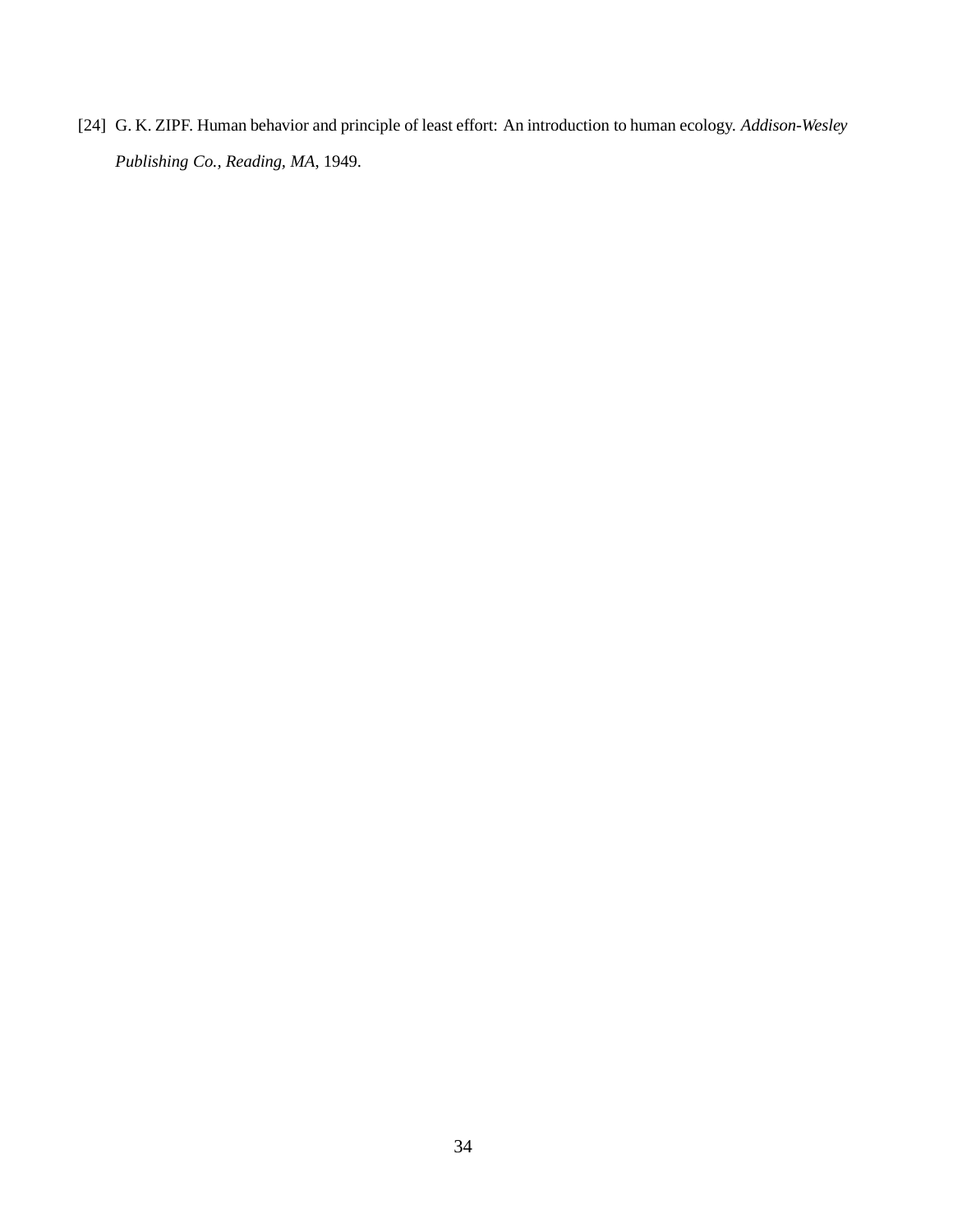[24] G. K. ZIPF. Human behavior and principle of least effort: An introduction to human ecology. *Addison-Wesley Publishing Co., Reading, MA*, 1949.